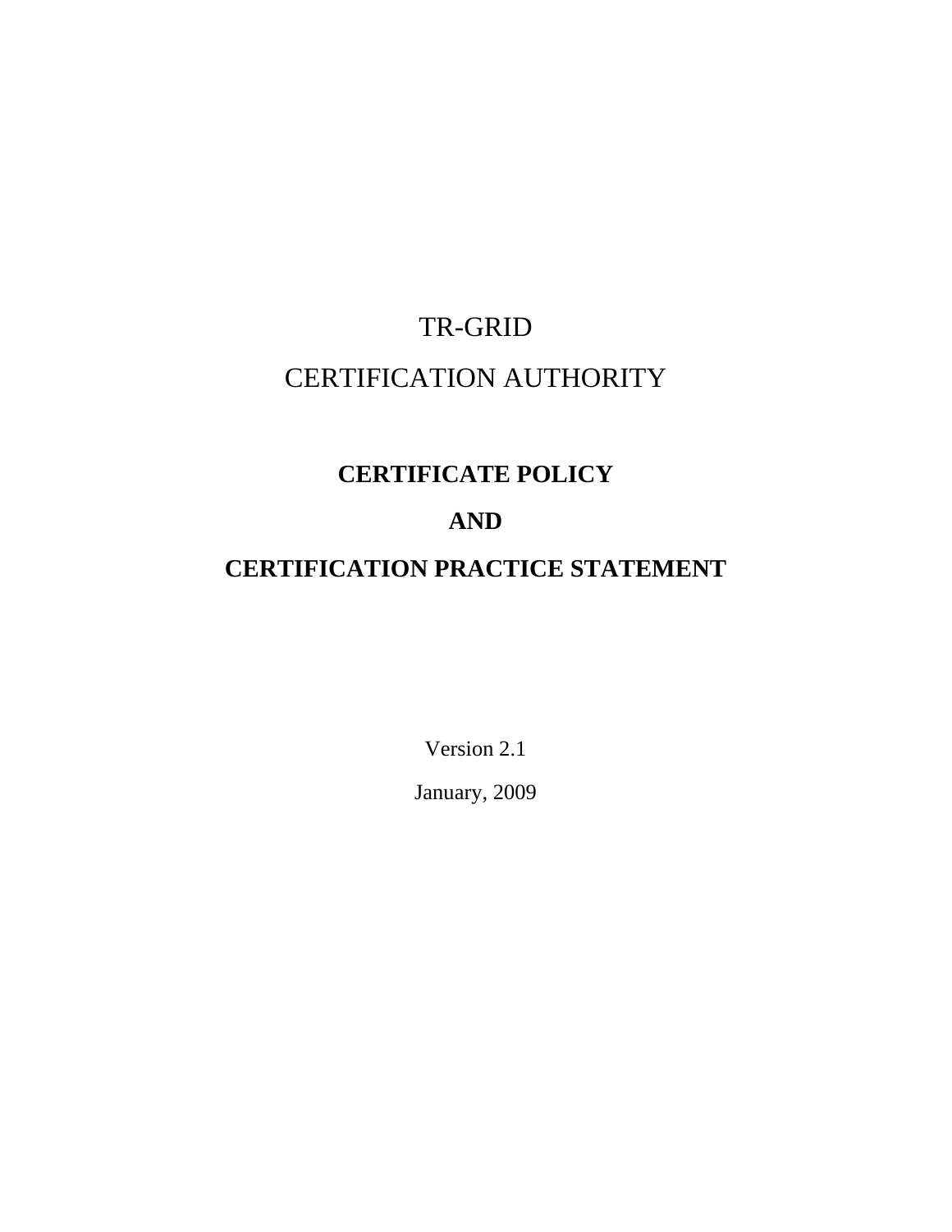# TR-GRID

# CERTIFICATION AUTHORITY

## CERTIFICATE POLICY

## AND

## CERTIFICATION PRACTICE STATEMENT

Version 2.1

January, 2009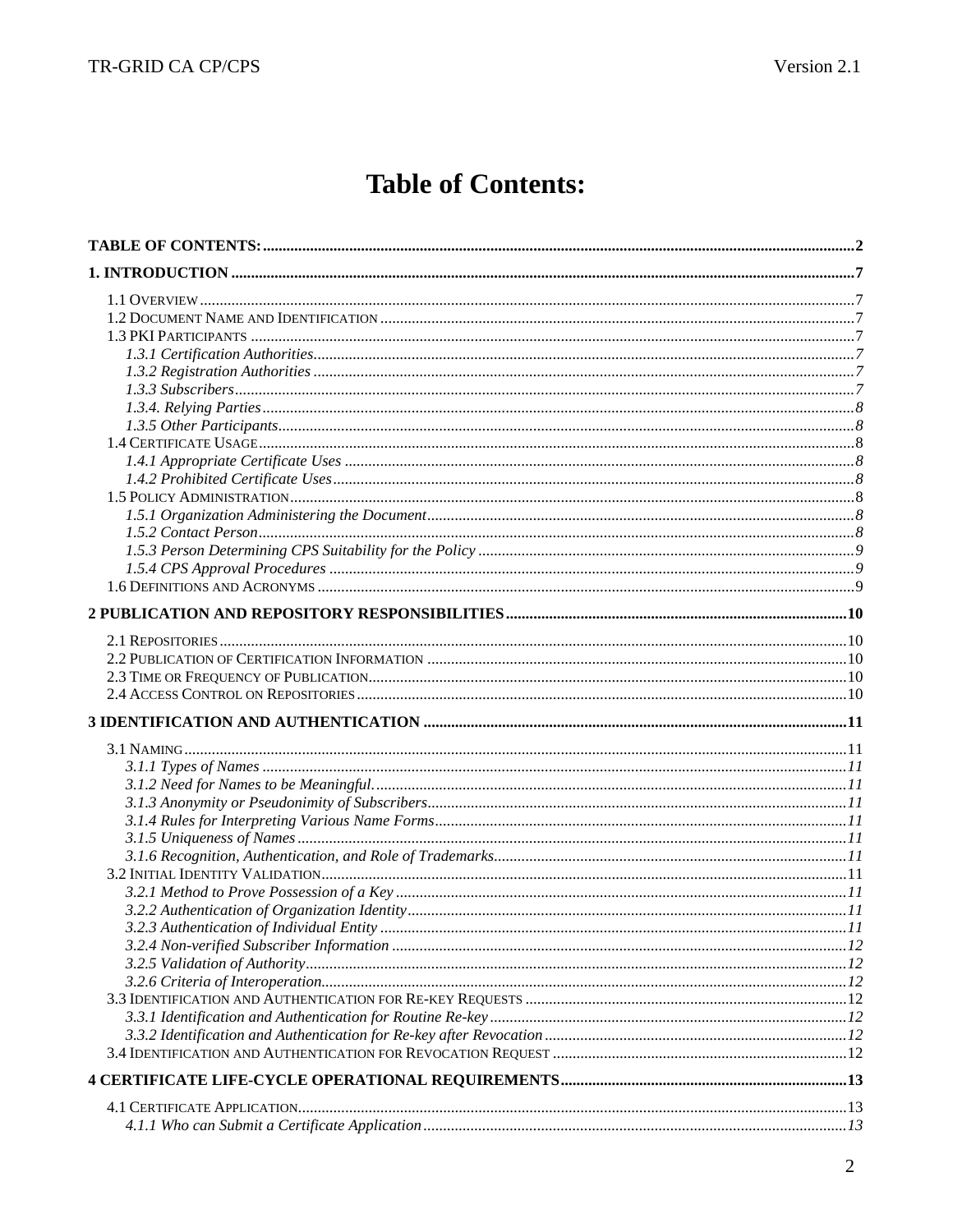# Table of Contents:

**TABLE OF CONTENTS:** .......... **2**

**1. INTRODUCTION** .......... **7**

- 1.1 OVERVIEW .......... 7
- 1.2 DOCUMENT NAME AND IDENTIFICATION .......... 7
- 1.3 PKI PARTICIPANTS .......... 7
  - *1.3.1 Certification Authorities* .......... *7*
  - *1.3.2 Registration Authorities* .......... *7*
  - *1.3.3 Subscribers* .......... *7*
  - *1.3.4. Relying Parties* .......... *8*
  - *1.3.5 Other Participants* .......... *8*
- 1.4 CERTIFICATE USAGE .......... 8
  - *1.4.1 Appropriate Certificate Uses* .......... *8*
  - *1.4.2 Prohibited Certificate Uses* .......... *8*
- 1.5 POLICY ADMINISTRATION .......... 8
  - *1.5.1 Organization Administering the Document* .......... *8*
  - *1.5.2 Contact Person* .......... *8*
  - *1.5.3 Person Determining CPS Suitability for the Policy* .......... *9*
  - *1.5.4 CPS Approval Procedures* .......... *9*
- 1.6 DEFINITIONS AND ACRONYMS .......... 9

**2 PUBLICATION AND REPOSITORY RESPONSIBILITIES** .......... **10**

- 2.1 REPOSITORIES .......... 10
- 2.2 PUBLICATION OF CERTIFICATION INFORMATION .......... 10
- 2.3 TIME OR FREQUENCY OF PUBLICATION .......... 10
- 2.4 ACCESS CONTROL ON REPOSITORIES .......... 10

**3 IDENTIFICATION AND AUTHENTICATION** .......... **11**

- 3.1 NAMING .......... 11
  - *3.1.1 Types of Names* .......... *11*
  - *3.1.2 Need for Names to be Meaningful.* .......... *11*
  - *3.1.3 Anonymity or Pseudonimity of Subscribers* .......... *11*
  - *3.1.4 Rules for Interpreting Various Name Forms* .......... *11*
  - *3.1.5 Uniqueness of Names* .......... *11*
  - *3.1.6 Recognition, Authentication, and Role of Trademarks* .......... *11*
- 3.2 INITIAL IDENTITY VALIDATION .......... 11
  - *3.2.1 Method to Prove Possession of a Key* .......... *11*
  - *3.2.2 Authentication of Organization Identity* .......... *11*
  - *3.2.3 Authentication of Individual Entity* .......... *11*
  - *3.2.4 Non-verified Subscriber Information* .......... *12*
  - *3.2.5 Validation of Authority* .......... *12*
  - *3.2.6 Criteria of Interoperation* .......... *12*
- 3.3 IDENTIFICATION AND AUTHENTICATION FOR RE-KEY REQUESTS .......... 12
  - *3.3.1 Identification and Authentication for Routine Re-key* .......... *12*
  - *3.3.2 Identification and Authentication for Re-key after Revocation* .......... *12*
- 3.4 IDENTIFICATION AND AUTHENTICATION FOR REVOCATION REQUEST .......... 12

**4 CERTIFICATE LIFE-CYCLE OPERATIONAL REQUIREMENTS** .......... **13**

- 4.1 CERTIFICATE APPLICATION .......... 13
  - *4.1.1 Who can Submit a Certificate Application* .......... *13*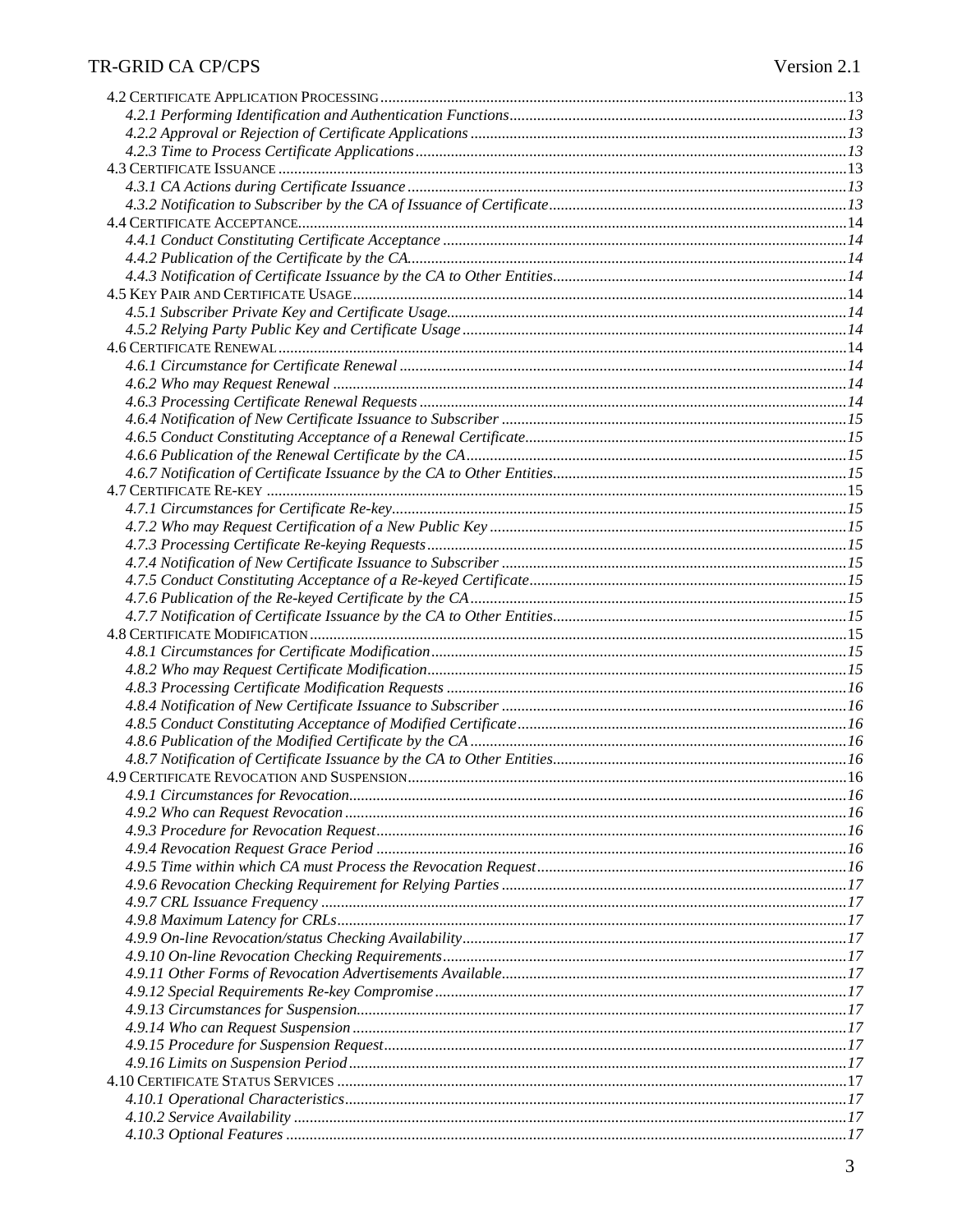4.2 Certificate Application Processing ....................................................................................................13
*4.2.1 Performing Identification and Authentication Functions* ....................................................................13
*4.2.2 Approval or Rejection of Certificate Applications* ..............................................................................13
*4.2.3 Time to Process Certificate Applications* ...........................................................................................13
4.3 Certificate Issuance ..............................................................................................................................13
*4.3.1 CA Actions during Certificate Issuance* ..............................................................................................13
*4.3.2 Notification to Subscriber by the CA of Issuance of Certificate* ..........................................................13
4.4 Certificate Acceptance .........................................................................................................................14
*4.4.1 Conduct Constituting Certificate Acceptance* .....................................................................................14
*4.4.2 Publication of the Certificate by the CA* ..............................................................................................14
*4.4.3 Notification of Certificate Issuance by the CA to Other Entities* .........................................................14
4.5 Key Pair and Certificate Usage ............................................................................................................14
*4.5.1 Subscriber Private Key and Certificate Usage* ....................................................................................14
*4.5.2 Relying Party Public Key and Certificate Usage* .................................................................................14
4.6 Certificate Renewal ..............................................................................................................................14
*4.6.1 Circumstance for Certificate Renewal* .................................................................................................14
*4.6.2 Who may Request Renewal* ..................................................................................................................14
*4.6.3 Processing Certificate Renewal Requests* ............................................................................................14
*4.6.4 Notification of New Certificate Issuance to Subscriber* .......................................................................15
*4.6.5 Conduct Constituting Acceptance of a Renewal Certificate* .................................................................15
*4.6.6 Publication of the Renewal Certificate by the CA* ................................................................................15
*4.6.7 Notification of Certificate Issuance by the CA to Other Entities* .........................................................15
4.7 Certificate Re-key .................................................................................................................................15
*4.7.1 Circumstances for Certificate Re-key* ..................................................................................................15
*4.7.2 Who may Request Certification of a New Public Key* ..........................................................................15
*4.7.3 Processing Certificate Re-keying Requests* ..........................................................................................15
*4.7.4 Notification of New Certificate Issuance to Subscriber* .......................................................................15
*4.7.5 Conduct Constituting Acceptance of a Re-keyed Certificate* ................................................................15
*4.7.6 Publication of the Re-keyed Certificate by the CA* ...............................................................................15
*4.7.7 Notification of Certificate Issuance by the CA to Other Entities* .........................................................15
4.8 Certificate Modification .......................................................................................................................15
*4.8.1 Circumstances for Certificate Modification* .........................................................................................15
*4.8.2 Who may Request Certificate Modification* ..........................................................................................15
*4.8.3 Processing Certificate Modification Requests* .....................................................................................16
*4.8.4 Notification of New Certificate Issuance to Subscriber* .......................................................................16
*4.8.5 Conduct Constituting Acceptance of Modified Certificate* ...................................................................16
*4.8.6 Publication of the Modified Certificate by the CA* ...............................................................................16
*4.8.7 Notification of Certificate Issuance by the CA to Other Entities* .........................................................16
4.9 Certificate Revocation and Suspension ................................................................................................16
*4.9.1 Circumstances for Revocation* .............................................................................................................16
*4.9.2 Who can Request Revocation* ...............................................................................................................16
*4.9.3 Procedure for Revocation Request* .......................................................................................................16
*4.9.4 Revocation Request Grace Period* .......................................................................................................16
*4.9.5 Time within which CA must Process the Revocation Request* ..............................................................16
*4.9.6 Revocation Checking Requirement for Relying Parties* .......................................................................17
*4.9.7 CRL Issuance Frequency* .....................................................................................................................17
*4.9.8 Maximum Latency for CRLs* .................................................................................................................17
*4.9.9 On-line Revocation/status Checking Availability* .................................................................................17
*4.9.10 On-line Revocation Checking Requirements* ......................................................................................17
*4.9.11 Other Forms of Revocation Advertisements Available* ........................................................................17
*4.9.12 Special Requirements Re-key Compromise* ........................................................................................17
*4.9.13 Circumstances for Suspension* ............................................................................................................17
*4.9.14 Who can Request Suspension* .............................................................................................................17
*4.9.15 Procedure for Suspension Request* .....................................................................................................17
*4.9.16 Limits on Suspension Period* ..............................................................................................................17
4.10 Certificate Status Services .................................................................................................................17
*4.10.1 Operational Characteristics* ...............................................................................................................17
*4.10.2 Service Availability* ............................................................................................................................17
*4.10.3 Optional Features* ..............................................................................................................................17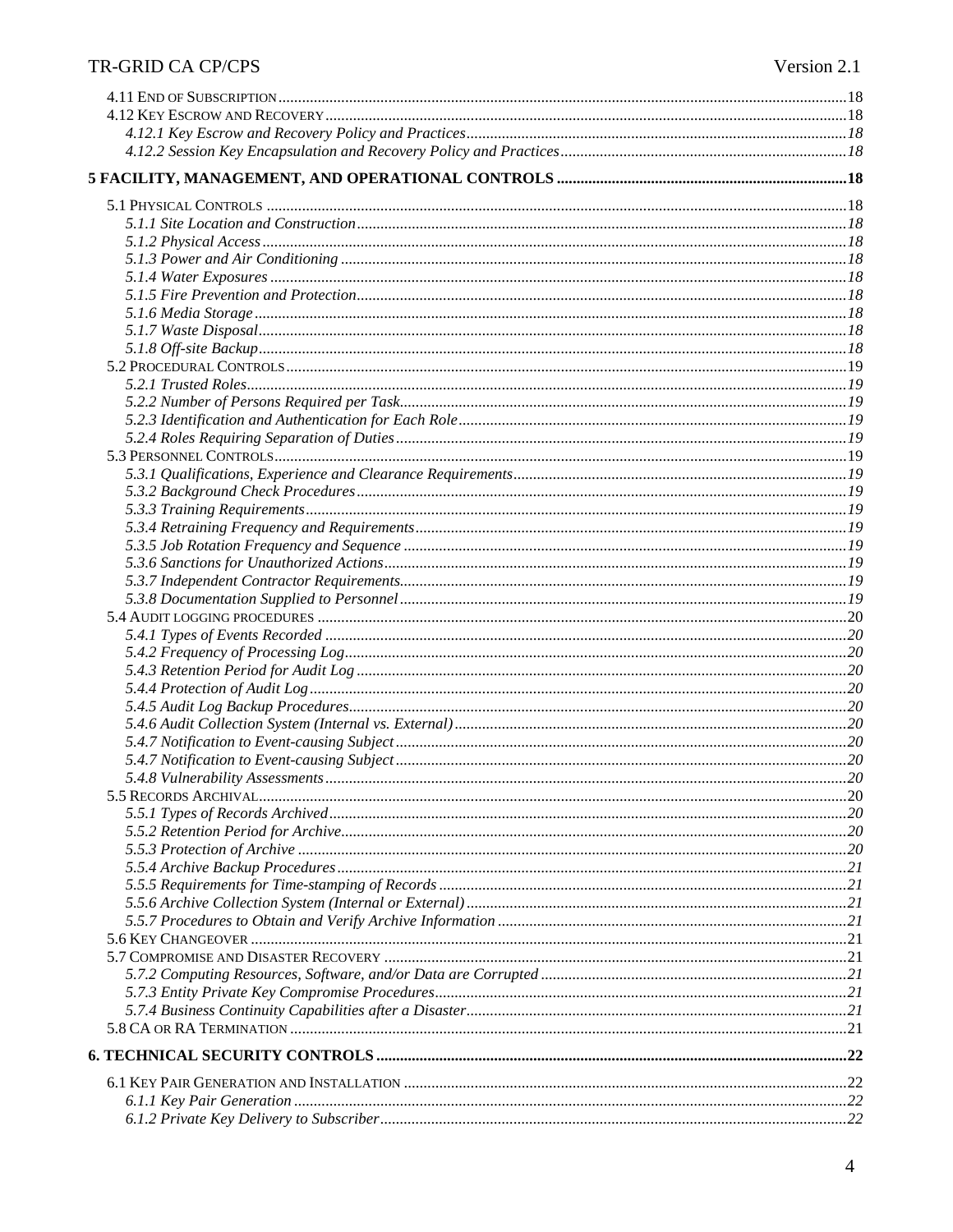4.11 End of Subscription ....... 18
4.12 Key Escrow and Recovery ....... 18
*4.12.1 Key Escrow and Recovery Policy and Practices ....... 18*
*4.12.2 Session Key Encapsulation and Recovery Policy and Practices ....... 18*

**5 FACILITY, MANAGEMENT, AND OPERATIONAL CONTROLS ....... 18**

5.1 Physical Controls ....... 18
*5.1.1 Site Location and Construction ....... 18*
*5.1.2 Physical Access ....... 18*
*5.1.3 Power and Air Conditioning ....... 18*
*5.1.4 Water Exposures ....... 18*
*5.1.5 Fire Prevention and Protection ....... 18*
*5.1.6 Media Storage ....... 18*
*5.1.7 Waste Disposal ....... 18*
*5.1.8 Off-site Backup ....... 18*
5.2 Procedural Controls ....... 19
*5.2.1 Trusted Roles ....... 19*
*5.2.2 Number of Persons Required per Task ....... 19*
*5.2.3 Identification and Authentication for Each Role ....... 19*
*5.2.4 Roles Requiring Separation of Duties ....... 19*
5.3 Personnel Controls ....... 19
*5.3.1 Qualifications, Experience and Clearance Requirements ....... 19*
*5.3.2 Background Check Procedures ....... 19*
*5.3.3 Training Requirements ....... 19*
*5.3.4 Retraining Frequency and Requirements ....... 19*
*5.3.5 Job Rotation Frequency and Sequence ....... 19*
*5.3.6 Sanctions for Unauthorized Actions ....... 19*
*5.3.7 Independent Contractor Requirements ....... 19*
*5.3.8 Documentation Supplied to Personnel ....... 19*
5.4 Audit logging procedures ....... 20
*5.4.1 Types of Events Recorded ....... 20*
*5.4.2 Frequency of Processing Log ....... 20*
*5.4.3 Retention Period for Audit Log ....... 20*
*5.4.4 Protection of Audit Log ....... 20*
*5.4.5 Audit Log Backup Procedures ....... 20*
*5.4.6 Audit Collection System (Internal vs. External) ....... 20*
*5.4.7 Notification to Event-causing Subject ....... 20*
*5.4.7 Notification to Event-causing Subject ....... 20*
*5.4.8 Vulnerability Assessments ....... 20*
5.5 Records Archival ....... 20
*5.5.1 Types of Records Archived ....... 20*
*5.5.2 Retention Period for Archive ....... 20*
*5.5.3 Protection of Archive ....... 20*
*5.5.4 Archive Backup Procedures ....... 21*
*5.5.5 Requirements for Time-stamping of Records ....... 21*
*5.5.6 Archive Collection System (Internal or External) ....... 21*
*5.5.7 Procedures to Obtain and Verify Archive Information ....... 21*
5.6 Key Changeover ....... 21
5.7 Compromise and Disaster Recovery ....... 21
*5.7.2 Computing Resources, Software, and/or Data are Corrupted ....... 21*
*5.7.3 Entity Private Key Compromise Procedures ....... 21*
*5.7.4 Business Continuity Capabilities after a Disaster ....... 21*
5.8 CA or RA Termination ....... 21

**6. TECHNICAL SECURITY CONTROLS ....... 22**

6.1 Key Pair Generation and Installation ....... 22
*6.1.1 Key Pair Generation ....... 22*
*6.1.2 Private Key Delivery to Subscriber ....... 22*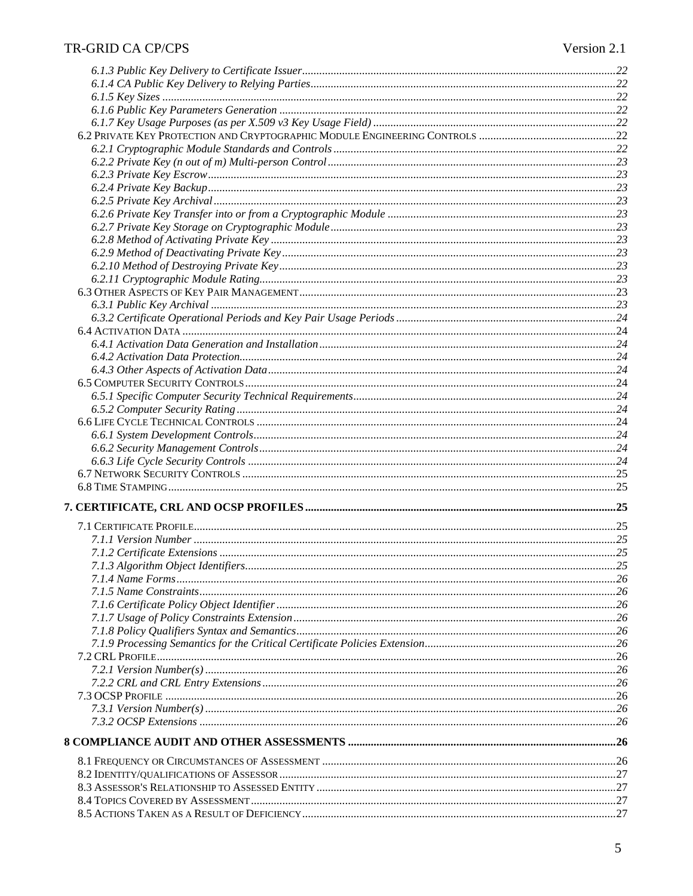*6.1.3 Public Key Delivery to Certificate Issuer*......22
*6.1.4 CA Public Key Delivery to Relying Parties*......22
*6.1.5 Key Sizes*......22
*6.1.6 Public Key Parameters Generation*......22
*6.1.7 Key Usage Purposes (as per X.509 v3 Key Usage Field)*......22
6.2 PRIVATE KEY PROTECTION AND CRYPTOGRAPHIC MODULE ENGINEERING CONTROLS......22
*6.2.1 Cryptographic Module Standards and Controls*......22
*6.2.2 Private Key (n out of m) Multi-person Control*......23
*6.2.3 Private Key Escrow*......23
*6.2.4 Private Key Backup*......23
*6.2.5 Private Key Archival*......23
*6.2.6 Private Key Transfer into or from a Cryptographic Module*......23
*6.2.7 Private Key Storage on Cryptographic Module*......23
*6.2.8 Method of Activating Private Key*......23
*6.2.9 Method of Deactivating Private Key*......23
*6.2.10 Method of Destroying Private Key*......23
*6.2.11 Cryptographic Module Rating*......23
6.3 OTHER ASPECTS OF KEY PAIR MANAGEMENT......23
*6.3.1 Public Key Archival*......23
*6.3.2 Certificate Operational Periods and Key Pair Usage Periods*......24
6.4 ACTIVATION DATA......24
*6.4.1 Activation Data Generation and Installation*......24
*6.4.2 Activation Data Protection*......24
*6.4.3 Other Aspects of Activation Data*......24
6.5 COMPUTER SECURITY CONTROLS......24
*6.5.1 Specific Computer Security Technical Requirements*......24
*6.5.2 Computer Security Rating*......24
6.6 LIFE CYCLE TECHNICAL CONTROLS......24
*6.6.1 System Development Controls*......24
*6.6.2 Security Management Controls*......24
*6.6.3 Life Cycle Security Controls*......24
6.7 NETWORK SECURITY CONTROLS......25
6.8 TIME STAMPING......25

**7. CERTIFICATE, CRL AND OCSP PROFILES......25**

7.1 CERTIFICATE PROFILE......25
*7.1.1 Version Number*......25
*7.1.2 Certificate Extensions*......25
*7.1.3 Algorithm Object Identifiers*......25
*7.1.4 Name Forms*......26
*7.1.5 Name Constraints*......26
*7.1.6 Certificate Policy Object Identifier*......26
*7.1.7 Usage of Policy Constraints Extension*......26
*7.1.8 Policy Qualifiers Syntax and Semantics*......26
*7.1.9 Processing Semantics for the Critical Certificate Policies Extension*......26
7.2 CRL PROFILE......26
*7.2.1 Version Number(s)*......26
*7.2.2 CRL and CRL Entry Extensions*......26
7.3 OCSP PROFILE......26
*7.3.1 Version Number(s)*......26
*7.3.2 OCSP Extensions*......26

**8 COMPLIANCE AUDIT AND OTHER ASSESSMENTS......26**

8.1 FREQUENCY OR CIRCUMSTANCES OF ASSESSMENT......26
8.2 IDENTITY/QUALIFICATIONS OF ASSESSOR......27
8.3 ASSESSOR'S RELATIONSHIP TO ASSESSED ENTITY......27
8.4 TOPICS COVERED BY ASSESSMENT......27
8.5 ACTIONS TAKEN AS A RESULT OF DEFICIENCY......27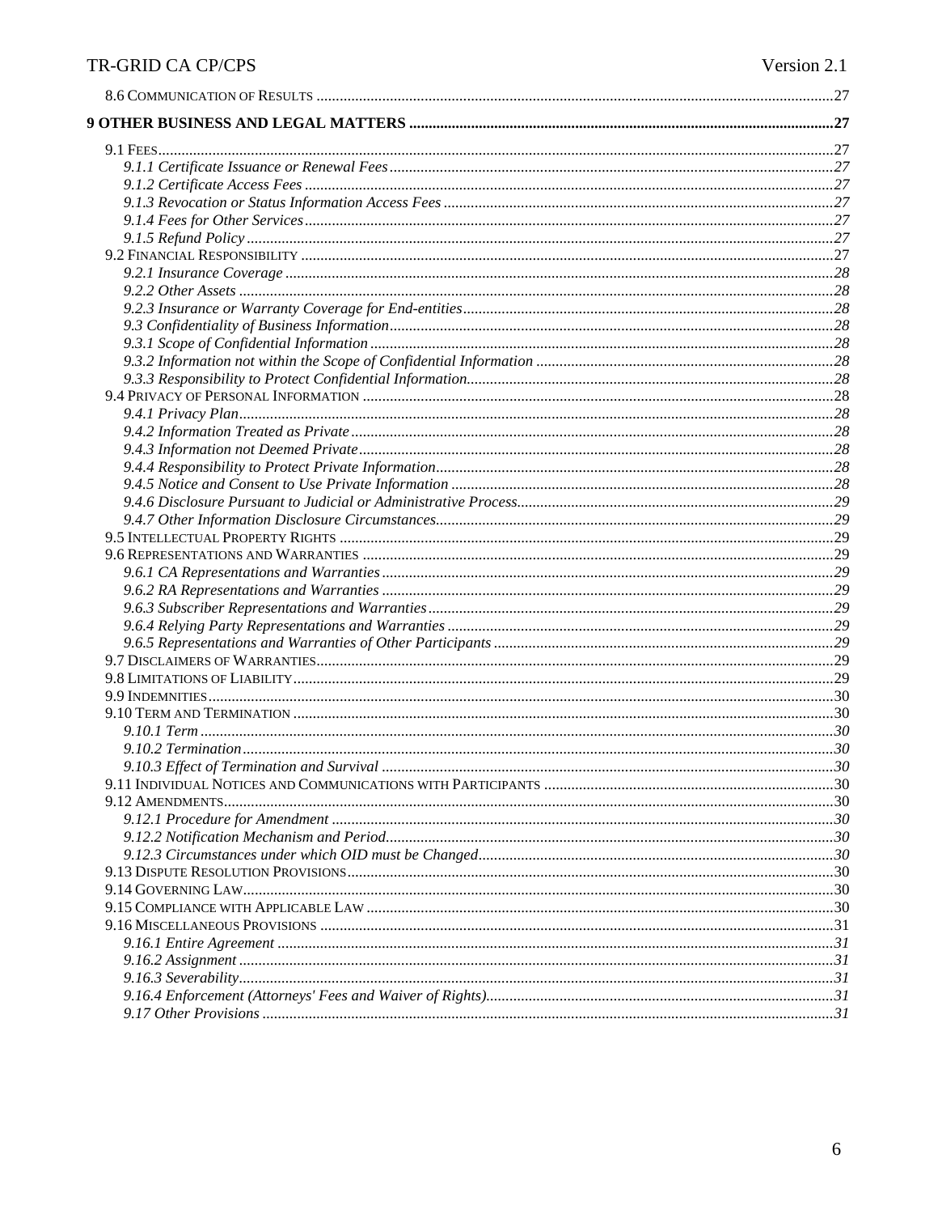8.6 COMMUNICATION OF RESULTS .....27

**9 OTHER BUSINESS AND LEGAL MATTERS .....27**

9.1 FEES.....27
- *9.1.1 Certificate Issuance or Renewal Fees .....27*
- *9.1.2 Certificate Access Fees .....27*
- *9.1.3 Revocation or Status Information Access Fees .....27*
- *9.1.4 Fees for Other Services .....27*
- *9.1.5 Refund Policy .....27*

9.2 FINANCIAL RESPONSIBILITY .....27
- *9.2.1 Insurance Coverage .....28*
- *9.2.2 Other Assets .....28*
- *9.2.3 Insurance or Warranty Coverage for End-entities .....28*
- *9.3 Confidentiality of Business Information .....28*
- *9.3.1 Scope of Confidential Information .....28*
- *9.3.2 Information not within the Scope of Confidential Information .....28*
- *9.3.3 Responsibility to Protect Confidential Information .....28*

9.4 PRIVACY OF PERSONAL INFORMATION .....28
- *9.4.1 Privacy Plan .....28*
- *9.4.2 Information Treated as Private .....28*
- *9.4.3 Information not Deemed Private .....28*
- *9.4.4 Responsibility to Protect Private Information .....28*
- *9.4.5 Notice and Consent to Use Private Information .....28*
- *9.4.6 Disclosure Pursuant to Judicial or Administrative Process .....29*
- *9.4.7 Other Information Disclosure Circumstances .....29*

9.5 INTELLECTUAL PROPERTY RIGHTS .....29

9.6 REPRESENTATIONS AND WARRANTIES .....29
- *9.6.1 CA Representations and Warranties .....29*
- *9.6.2 RA Representations and Warranties .....29*
- *9.6.3 Subscriber Representations and Warranties .....29*
- *9.6.4 Relying Party Representations and Warranties .....29*
- *9.6.5 Representations and Warranties of Other Participants .....29*

9.7 DISCLAIMERS OF WARRANTIES .....29

9.8 LIMITATIONS OF LIABILITY .....29

9.9 INDEMNITIES .....30

9.10 TERM AND TERMINATION .....30
- *9.10.1 Term .....30*
- *9.10.2 Termination .....30*
- *9.10.3 Effect of Termination and Survival .....30*

9.11 INDIVIDUAL NOTICES AND COMMUNICATIONS WITH PARTICIPANTS .....30

9.12 AMENDMENTS .....30
- *9.12.1 Procedure for Amendment .....30*
- *9.12.2 Notification Mechanism and Period .....30*
- *9.12.3 Circumstances under which OID must be Changed .....30*

9.13 DISPUTE RESOLUTION PROVISIONS .....30

9.14 GOVERNING LAW .....30

9.15 COMPLIANCE WITH APPLICABLE LAW .....30

9.16 MISCELLANEOUS PROVISIONS .....31
- *9.16.1 Entire Agreement .....31*
- *9.16.2 Assignment .....31*
- *9.16.3 Severability .....31*
- *9.16.4 Enforcement (Attorneys' Fees and Waiver of Rights) .....31*
- *9.17 Other Provisions .....31*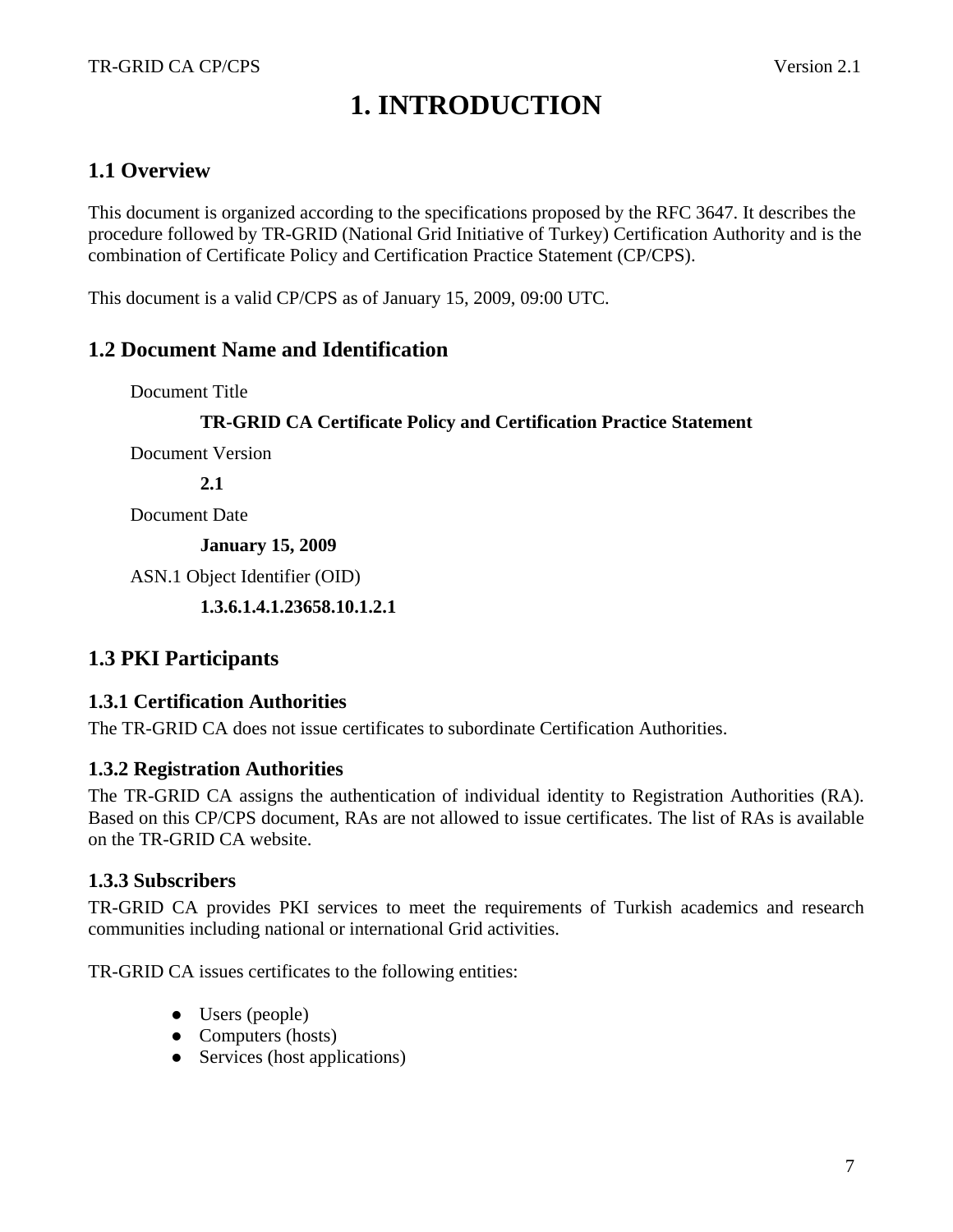# 1. INTRODUCTION

## 1.1 Overview

This document is organized according to the specifications proposed by the RFC 3647. It describes the procedure followed by TR-GRID (National Grid Initiative of Turkey) Certification Authority and is the combination of Certificate Policy and Certification Practice Statement (CP/CPS).

This document is a valid CP/CPS as of January 15, 2009, 09:00 UTC.

## 1.2 Document Name and Identification

Document Title

**TR-GRID CA Certificate Policy and Certification Practice Statement**

Document Version

**2.1**

Document Date

**January 15, 2009**

ASN.1 Object Identifier (OID)

**1.3.6.1.4.1.23658.10.1.2.1**

## 1.3 PKI Participants

### 1.3.1 Certification Authorities

The TR-GRID CA does not issue certificates to subordinate Certification Authorities.

### 1.3.2 Registration Authorities

The TR-GRID CA assigns the authentication of individual identity to Registration Authorities (RA). Based on this CP/CPS document, RAs are not allowed to issue certificates. The list of RAs is available on the TR-GRID CA website.

### 1.3.3 Subscribers

TR-GRID CA provides PKI services to meet the requirements of Turkish academics and research communities including national or international Grid activities.

TR-GRID CA issues certificates to the following entities:

- Users (people)
- Computers (hosts)
- Services (host applications)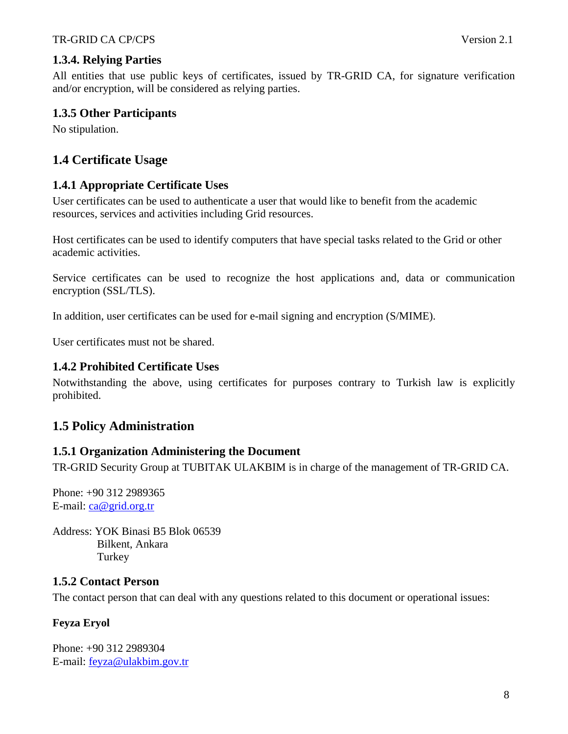### 1.3.4. Relying Parties

All entities that use public keys of certificates, issued by TR-GRID CA, for signature verification and/or encryption, will be considered as relying parties.

### 1.3.5 Other Participants

No stipulation.

## 1.4 Certificate Usage

### 1.4.1 Appropriate Certificate Uses

User certificates can be used to authenticate a user that would like to benefit from the academic resources, services and activities including Grid resources.

Host certificates can be used to identify computers that have special tasks related to the Grid or other academic activities.

Service certificates can be used to recognize the host applications and, data or communication encryption (SSL/TLS).

In addition, user certificates can be used for e-mail signing and encryption (S/MIME).

User certificates must not be shared.

### 1.4.2 Prohibited Certificate Uses

Notwithstanding the above, using certificates for purposes contrary to Turkish law is explicitly prohibited.

## 1.5 Policy Administration

### 1.5.1 Organization Administering the Document

TR-GRID Security Group at TUBITAK ULAKBIM is in charge of the management of TR-GRID CA.

Phone: +90 312 2989365
E-mail: ca@grid.org.tr

Address: YOK Binasi B5 Blok 06539
Bilkent, Ankara
Turkey

### 1.5.2 Contact Person

The contact person that can deal with any questions related to this document or operational issues:

**Feyza Eryol**

Phone: +90 312 2989304
E-mail: feyza@ulakbim.gov.tr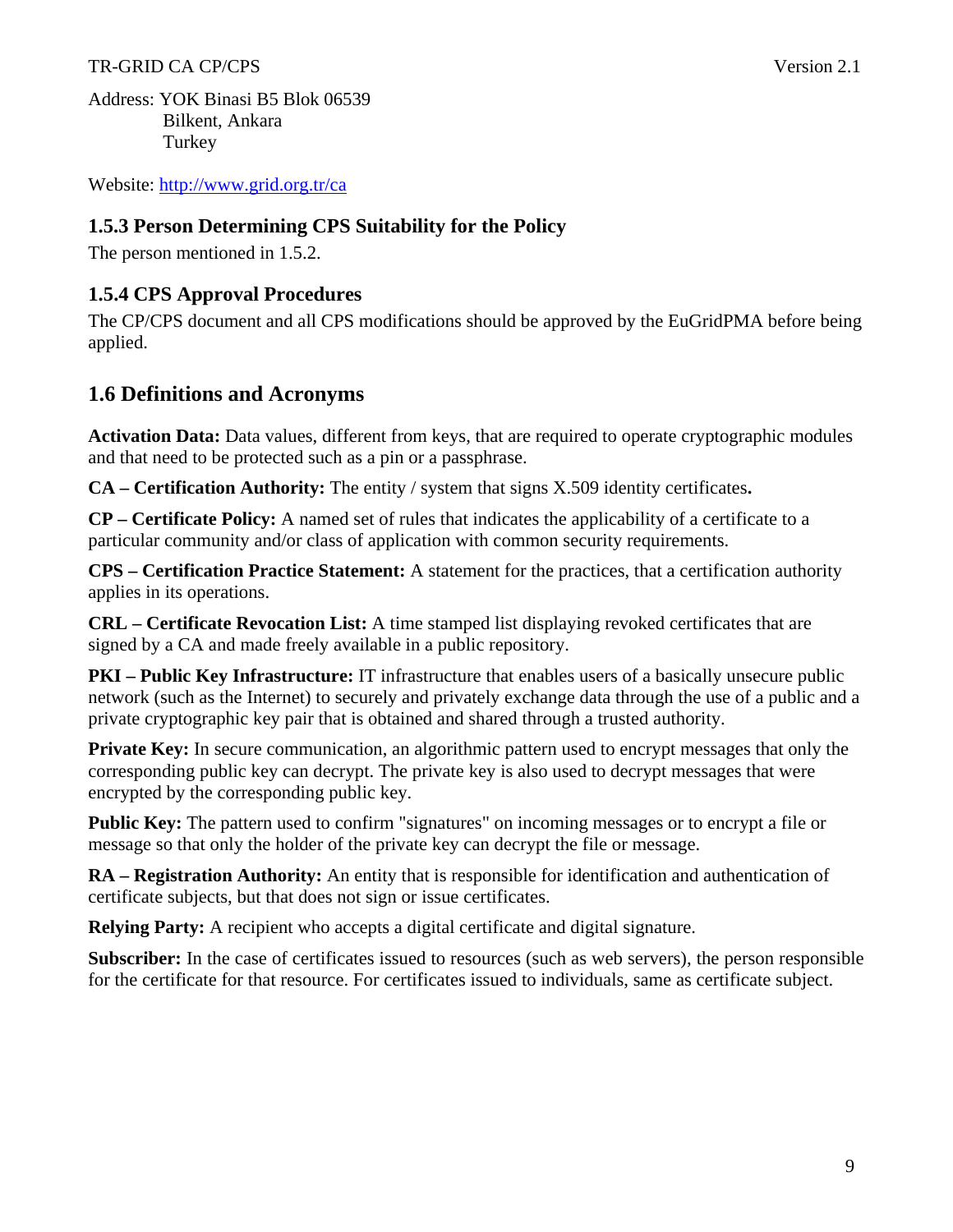Address: YOK Binasi B5 Blok 06539
Bilkent, Ankara
Turkey

Website: http://www.grid.org.tr/ca

### 1.5.3 Person Determining CPS Suitability for the Policy

The person mentioned in 1.5.2.

### 1.5.4 CPS Approval Procedures

The CP/CPS document and all CPS modifications should be approved by the EuGridPMA before being applied.

## 1.6 Definitions and Acronyms

**Activation Data:** Data values, different from keys, that are required to operate cryptographic modules and that need to be protected such as a pin or a passphrase.

**CA – Certification Authority:** The entity / system that signs X.509 identity certificates**.**

**CP – Certificate Policy:** A named set of rules that indicates the applicability of a certificate to a particular community and/or class of application with common security requirements.

**CPS – Certification Practice Statement:** A statement for the practices, that a certification authority applies in its operations.

**CRL – Certificate Revocation List:** A time stamped list displaying revoked certificates that are signed by a CA and made freely available in a public repository.

**PKI – Public Key Infrastructure:** IT infrastructure that enables users of a basically unsecure public network (such as the Internet) to securely and privately exchange data through the use of a public and a private cryptographic key pair that is obtained and shared through a trusted authority.

**Private Key:** In secure communication, an algorithmic pattern used to encrypt messages that only the corresponding public key can decrypt. The private key is also used to decrypt messages that were encrypted by the corresponding public key.

**Public Key:** The pattern used to confirm "signatures" on incoming messages or to encrypt a file or message so that only the holder of the private key can decrypt the file or message.

**RA – Registration Authority:** An entity that is responsible for identification and authentication of certificate subjects, but that does not sign or issue certificates.

**Relying Party:** A recipient who accepts a digital certificate and digital signature.

**Subscriber:** In the case of certificates issued to resources (such as web servers), the person responsible for the certificate for that resource. For certificates issued to individuals, same as certificate subject.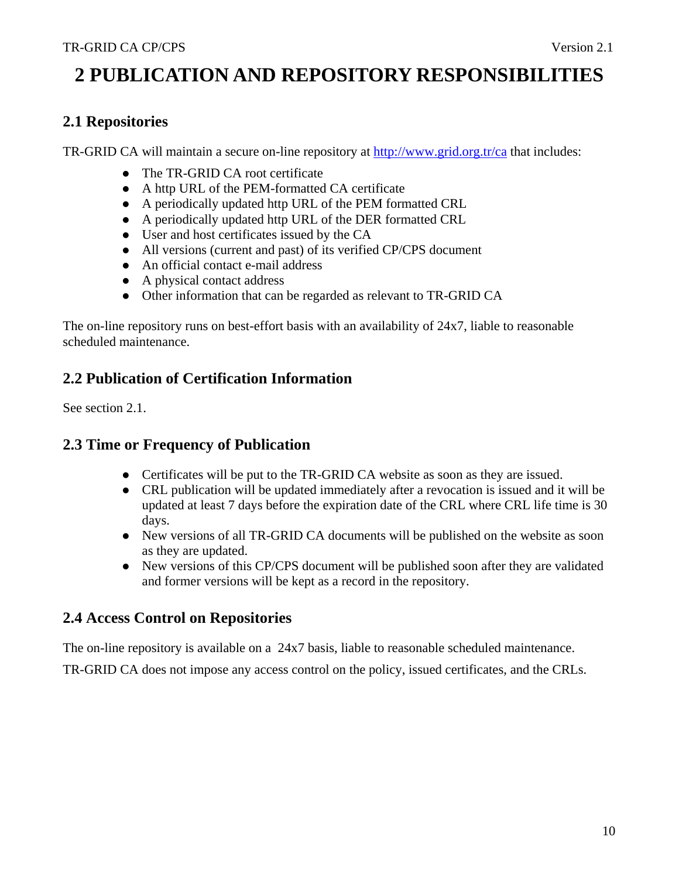# 2 PUBLICATION AND REPOSITORY RESPONSIBILITIES

## 2.1 Repositories

TR-GRID CA will maintain a secure on-line repository at http://www.grid.org.tr/ca that includes:

- The TR-GRID CA root certificate
- A http URL of the PEM-formatted CA certificate
- A periodically updated http URL of the PEM formatted CRL
- A periodically updated http URL of the DER formatted CRL
- User and host certificates issued by the CA
- All versions (current and past) of its verified CP/CPS document
- An official contact e-mail address
- A physical contact address
- Other information that can be regarded as relevant to TR-GRID CA

The on-line repository runs on best-effort basis with an availability of 24x7, liable to reasonable scheduled maintenance.

## 2.2 Publication of Certification Information

See section 2.1.

## 2.3 Time or Frequency of Publication

- Certificates will be put to the TR-GRID CA website as soon as they are issued.
- CRL publication will be updated immediately after a revocation is issued and it will be updated at least 7 days before the expiration date of the CRL where CRL life time is 30 days.
- New versions of all TR-GRID CA documents will be published on the website as soon as they are updated.
- New versions of this CP/CPS document will be published soon after they are validated and former versions will be kept as a record in the repository.

## 2.4 Access Control on Repositories

The on-line repository is available on a 24x7 basis, liable to reasonable scheduled maintenance.

TR-GRID CA does not impose any access control on the policy, issued certificates, and the CRLs.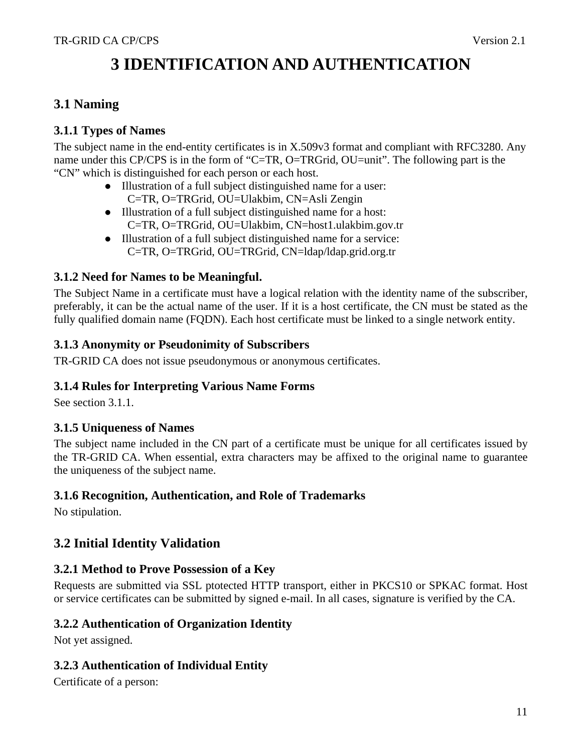# 3 IDENTIFICATION AND AUTHENTICATION

## 3.1 Naming

### 3.1.1 Types of Names

The subject name in the end-entity certificates is in X.509v3 format and compliant with RFC3280. Any name under this CP/CPS is in the form of “C=TR, O=TRGrid, OU=unit”. The following part is the “CN” which is distinguished for each person or each host.

- Illustration of a full subject distinguished name for a user:
  C=TR, O=TRGrid, OU=Ulakbim, CN=Asli Zengin
- Illustration of a full subject distinguished name for a host:
  C=TR, O=TRGrid, OU=Ulakbim, CN=host1.ulakbim.gov.tr
- Illustration of a full subject distinguished name for a service:
  C=TR, O=TRGrid, OU=TRGrid, CN=ldap/ldap.grid.org.tr

### 3.1.2 Need for Names to be Meaningful.

The Subject Name in a certificate must have a logical relation with the identity name of the subscriber, preferably, it can be the actual name of the user. If it is a host certificate, the CN must be stated as the fully qualified domain name (FQDN). Each host certificate must be linked to a single network entity.

### 3.1.3 Anonymity or Pseudonimity of Subscribers

TR-GRID CA does not issue pseudonymous or anonymous certificates.

### 3.1.4 Rules for Interpreting Various Name Forms

See section 3.1.1.

### 3.1.5 Uniqueness of Names

The subject name included in the CN part of a certificate must be unique for all certificates issued by the TR-GRID CA. When essential, extra characters may be affixed to the original name to guarantee the uniqueness of the subject name.

### 3.1.6 Recognition, Authentication, and Role of Trademarks

No stipulation.

## 3.2 Initial Identity Validation

### 3.2.1 Method to Prove Possession of a Key

Requests are submitted via SSL ptotected HTTP transport, either in PKCS10 or SPKAC format. Host or service certificates can be submitted by signed e-mail. In all cases, signature is verified by the CA.

### 3.2.2 Authentication of Organization Identity

Not yet assigned.

### 3.2.3 Authentication of Individual Entity

Certificate of a person: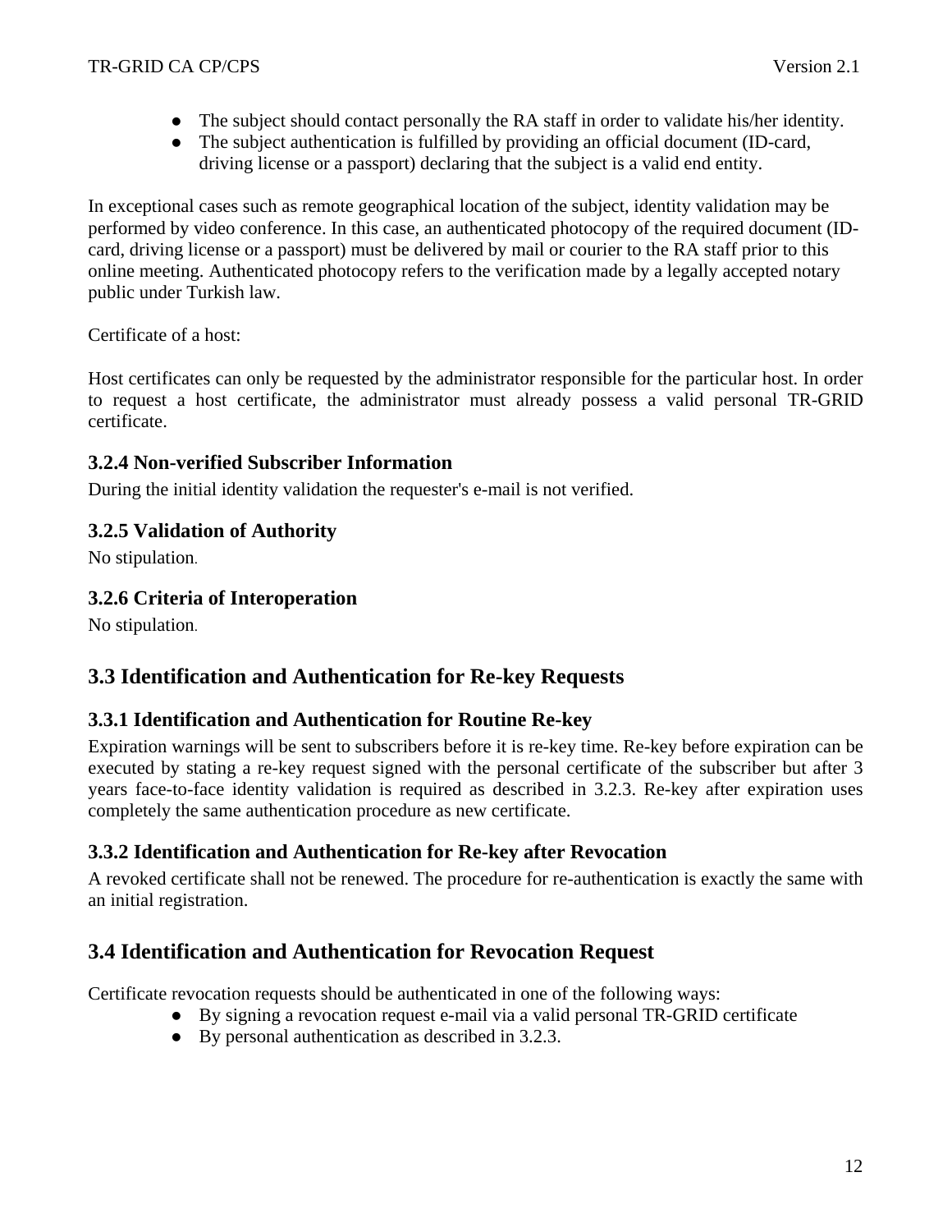- The subject should contact personally the RA staff in order to validate his/her identity.
- The subject authentication is fulfilled by providing an official document (ID-card, driving license or a passport) declaring that the subject is a valid end entity.

In exceptional cases such as remote geographical location of the subject, identity validation may be performed by video conference. In this case, an authenticated photocopy of the required document (ID-card, driving license or a passport) must be delivered by mail or courier to the RA staff prior to this online meeting. Authenticated photocopy refers to the verification made by a legally accepted notary public under Turkish law.

Certificate of a host:

Host certificates can only be requested by the administrator responsible for the particular host. In order to request a host certificate, the administrator must already possess a valid personal TR-GRID certificate.

### 3.2.4 Non-verified Subscriber Information

During the initial identity validation the requester's e-mail is not verified.

### 3.2.5 Validation of Authority

No stipulation.

### 3.2.6 Criteria of Interoperation

No stipulation.

## 3.3 Identification and Authentication for Re-key Requests

### 3.3.1 Identification and Authentication for Routine Re-key

Expiration warnings will be sent to subscribers before it is re-key time. Re-key before expiration can be executed by stating a re-key request signed with the personal certificate of the subscriber but after 3 years face-to-face identity validation is required as described in 3.2.3. Re-key after expiration uses completely the same authentication procedure as new certificate.

### 3.3.2 Identification and Authentication for Re-key after Revocation

A revoked certificate shall not be renewed. The procedure for re-authentication is exactly the same with an initial registration.

## 3.4 Identification and Authentication for Revocation Request

Certificate revocation requests should be authenticated in one of the following ways:

- By signing a revocation request e-mail via a valid personal TR-GRID certificate
- By personal authentication as described in 3.2.3.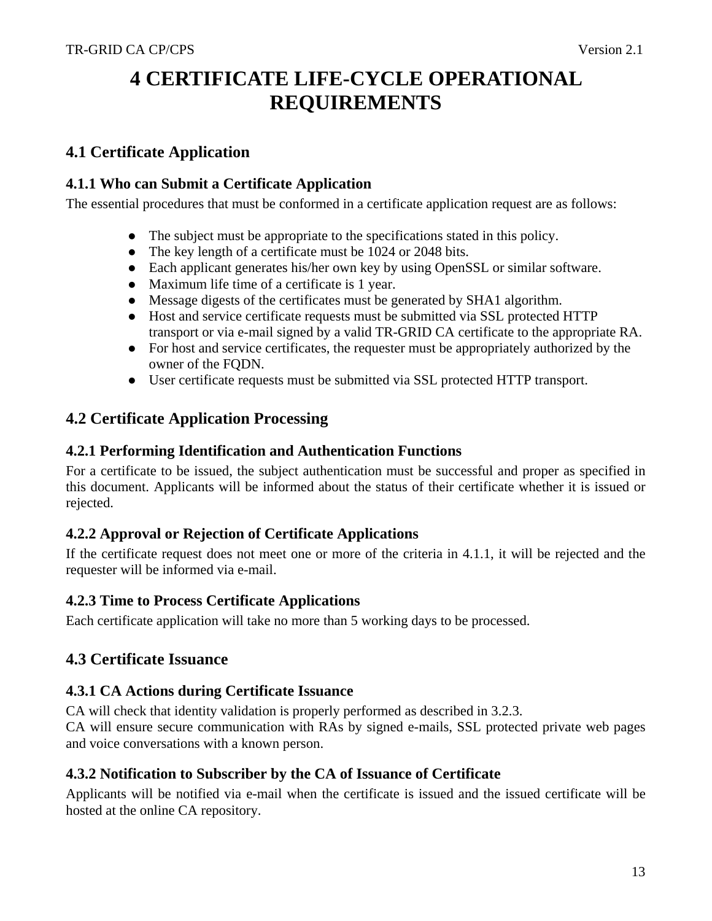# 4 CERTIFICATE LIFE-CYCLE OPERATIONAL REQUIREMENTS

## 4.1 Certificate Application

### 4.1.1 Who can Submit a Certificate Application

The essential procedures that must be conformed in a certificate application request are as follows:

- The subject must be appropriate to the specifications stated in this policy.
- The key length of a certificate must be 1024 or 2048 bits.
- Each applicant generates his/her own key by using OpenSSL or similar software.
- Maximum life time of a certificate is 1 year.
- Message digests of the certificates must be generated by SHA1 algorithm.
- Host and service certificate requests must be submitted via SSL protected HTTP transport or via e-mail signed by a valid TR-GRID CA certificate to the appropriate RA.
- For host and service certificates, the requester must be appropriately authorized by the owner of the FQDN.
- User certificate requests must be submitted via SSL protected HTTP transport.

## 4.2 Certificate Application Processing

### 4.2.1 Performing Identification and Authentication Functions

For a certificate to be issued, the subject authentication must be successful and proper as specified in this document. Applicants will be informed about the status of their certificate whether it is issued or rejected.

### 4.2.2 Approval or Rejection of Certificate Applications

If the certificate request does not meet one or more of the criteria in 4.1.1, it will be rejected and the requester will be informed via e-mail.

### 4.2.3 Time to Process Certificate Applications

Each certificate application will take no more than 5 working days to be processed.

## 4.3 Certificate Issuance

### 4.3.1 CA Actions during Certificate Issuance

CA will check that identity validation is properly performed as described in 3.2.3.
CA will ensure secure communication with RAs by signed e-mails, SSL protected private web pages and voice conversations with a known person.

### 4.3.2 Notification to Subscriber by the CA of Issuance of Certificate

Applicants will be notified via e-mail when the certificate is issued and the issued certificate will be hosted at the online CA repository.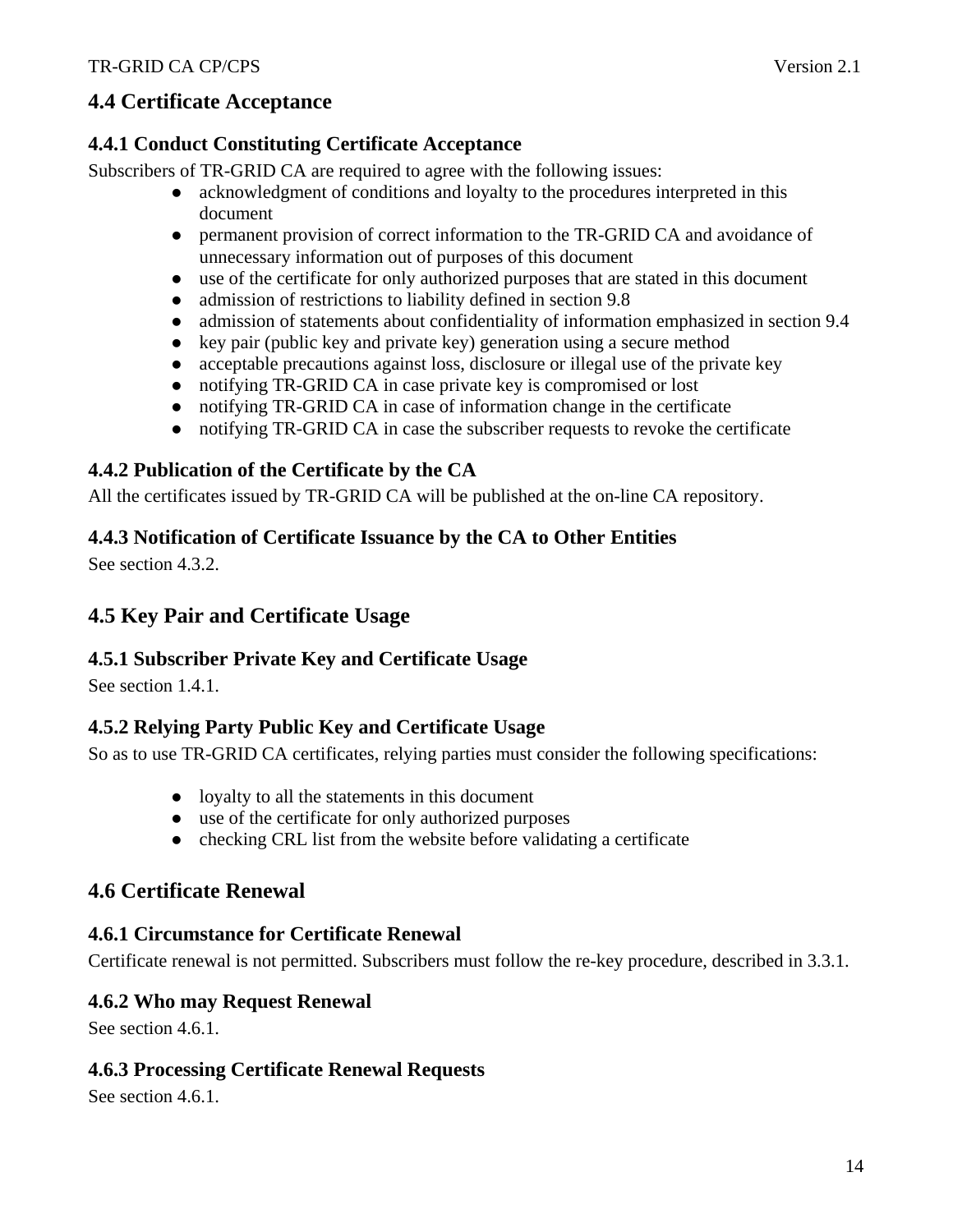## 4.4 Certificate Acceptance

### 4.4.1 Conduct Constituting Certificate Acceptance

Subscribers of TR-GRID CA are required to agree with the following issues:

- acknowledgment of conditions and loyalty to the procedures interpreted in this document
- permanent provision of correct information to the TR-GRID CA and avoidance of unnecessary information out of purposes of this document
- use of the certificate for only authorized purposes that are stated in this document
- admission of restrictions to liability defined in section 9.8
- admission of statements about confidentiality of information emphasized in section 9.4
- key pair (public key and private key) generation using a secure method
- acceptable precautions against loss, disclosure or illegal use of the private key
- notifying TR-GRID CA in case private key is compromised or lost
- notifying TR-GRID CA in case of information change in the certificate
- notifying TR-GRID CA in case the subscriber requests to revoke the certificate

### 4.4.2 Publication of the Certificate by the CA

All the certificates issued by TR-GRID CA will be published at the on-line CA repository.

### 4.4.3 Notification of Certificate Issuance by the CA to Other Entities

See section 4.3.2.

## 4.5 Key Pair and Certificate Usage

### 4.5.1 Subscriber Private Key and Certificate Usage

See section 1.4.1.

### 4.5.2 Relying Party Public Key and Certificate Usage

So as to use TR-GRID CA certificates, relying parties must consider the following specifications:

- loyalty to all the statements in this document
- use of the certificate for only authorized purposes
- checking CRL list from the website before validating a certificate

## 4.6 Certificate Renewal

### 4.6.1 Circumstance for Certificate Renewal

Certificate renewal is not permitted. Subscribers must follow the re-key procedure, described in 3.3.1.

### 4.6.2 Who may Request Renewal

See section 4.6.1.

### 4.6.3 Processing Certificate Renewal Requests

See section 4.6.1.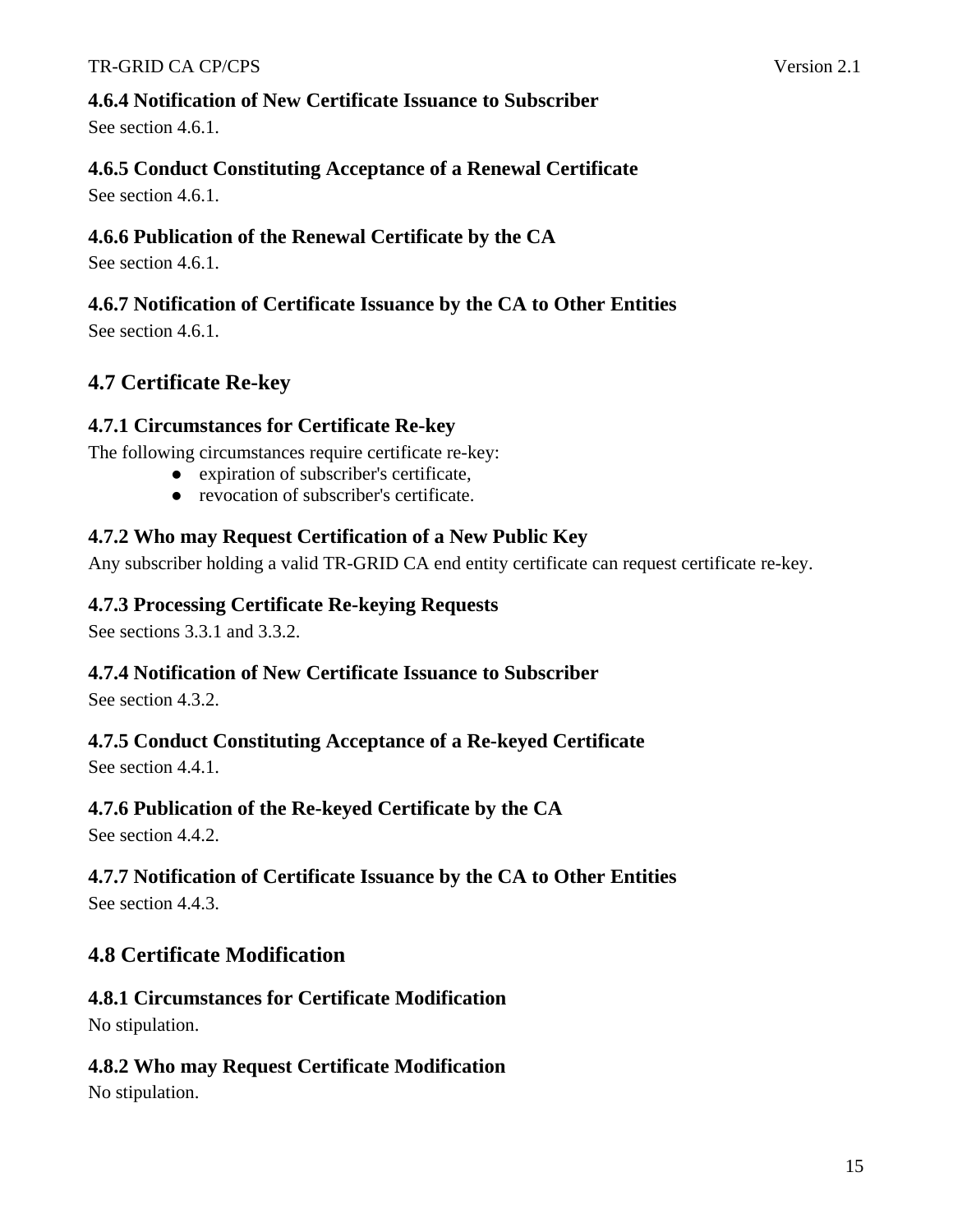#### 4.6.4 Notification of New Certificate Issuance to Subscriber

See section 4.6.1.

#### 4.6.5 Conduct Constituting Acceptance of a Renewal Certificate

See section 4.6.1.

#### 4.6.6 Publication of the Renewal Certificate by the CA

See section 4.6.1.

#### 4.6.7 Notification of Certificate Issuance by the CA to Other Entities

See section 4.6.1.

### 4.7 Certificate Re-key

#### 4.7.1 Circumstances for Certificate Re-key

The following circumstances require certificate re-key:

- expiration of subscriber's certificate,
- revocation of subscriber's certificate.

#### 4.7.2 Who may Request Certification of a New Public Key

Any subscriber holding a valid TR-GRID CA end entity certificate can request certificate re-key.

#### 4.7.3 Processing Certificate Re-keying Requests

See sections 3.3.1 and 3.3.2.

#### 4.7.4 Notification of New Certificate Issuance to Subscriber

See section 4.3.2.

#### 4.7.5 Conduct Constituting Acceptance of a Re-keyed Certificate

See section 4.4.1.

#### 4.7.6 Publication of the Re-keyed Certificate by the CA

See section 4.4.2.

#### 4.7.7 Notification of Certificate Issuance by the CA to Other Entities

See section 4.4.3.

### 4.8 Certificate Modification

#### 4.8.1 Circumstances for Certificate Modification

No stipulation.

#### 4.8.2 Who may Request Certificate Modification

No stipulation.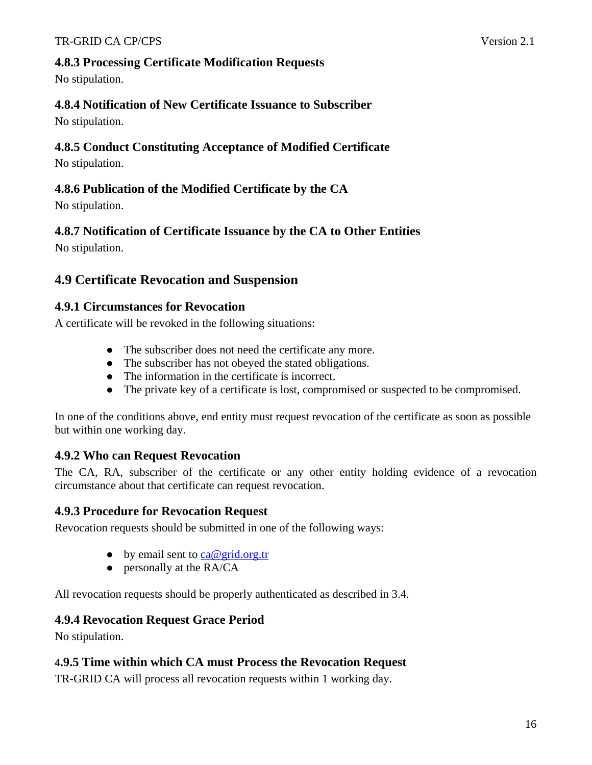#### 4.8.3 Processing Certificate Modification Requests

No stipulation.

#### 4.8.4 Notification of New Certificate Issuance to Subscriber

No stipulation.

#### 4.8.5 Conduct Constituting Acceptance of Modified Certificate

No stipulation.

#### 4.8.6 Publication of the Modified Certificate by the CA

No stipulation.

#### 4.8.7 Notification of Certificate Issuance by the CA to Other Entities

No stipulation.

### 4.9 Certificate Revocation and Suspension

#### 4.9.1 Circumstances for Revocation

A certificate will be revoked in the following situations:

- The subscriber does not need the certificate any more.
- The subscriber has not obeyed the stated obligations.
- The information in the certificate is incorrect.
- The private key of a certificate is lost, compromised or suspected to be compromised.

In one of the conditions above, end entity must request revocation of the certificate as soon as possible but within one working day.

#### 4.9.2 Who can Request Revocation

The CA, RA, subscriber of the certificate or any other entity holding evidence of a revocation circumstance about that certificate can request revocation.

#### 4.9.3 Procedure for Revocation Request

Revocation requests should be submitted in one of the following ways:

- by email sent to ca@grid.org.tr
- personally at the RA/CA

All revocation requests should be properly authenticated as described in 3.4.

#### 4.9.4 Revocation Request Grace Period

No stipulation.

#### 4.9.5 Time within which CA must Process the Revocation Request

TR-GRID CA will process all revocation requests within 1 working day.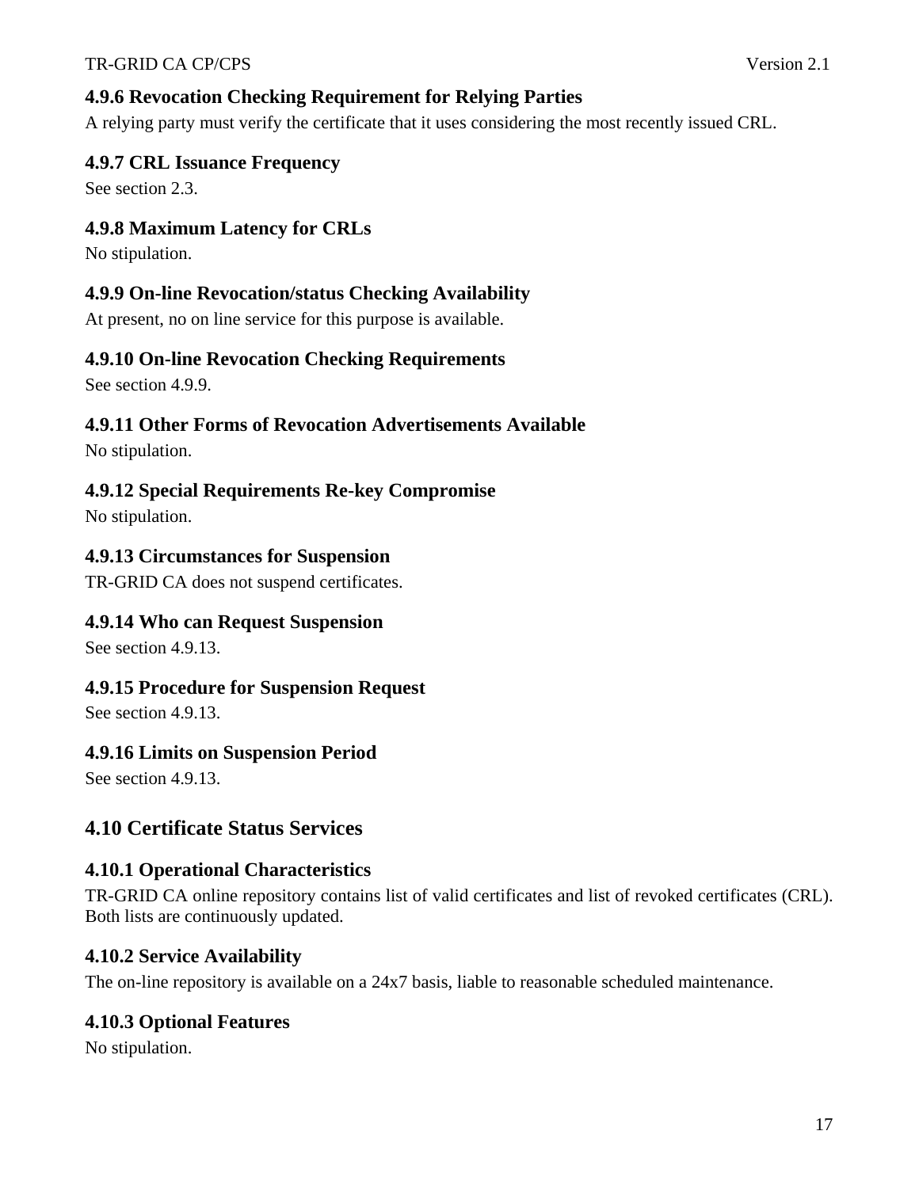### 4.9.6 Revocation Checking Requirement for Relying Parties

A relying party must verify the certificate that it uses considering the most recently issued CRL.

### 4.9.7 CRL Issuance Frequency

See section 2.3.

### 4.9.8 Maximum Latency for CRLs

No stipulation.

### 4.9.9 On-line Revocation/status Checking Availability

At present, no on line service for this purpose is available.

### 4.9.10 On-line Revocation Checking Requirements

See section 4.9.9.

### 4.9.11 Other Forms of Revocation Advertisements Available

No stipulation.

### 4.9.12 Special Requirements Re-key Compromise

No stipulation.

### 4.9.13 Circumstances for Suspension

TR-GRID CA does not suspend certificates.

### 4.9.14 Who can Request Suspension

See section 4.9.13.

### 4.9.15 Procedure for Suspension Request

See section 4.9.13.

### 4.9.16 Limits on Suspension Period

See section 4.9.13.

## 4.10 Certificate Status Services

### 4.10.1 Operational Characteristics

TR-GRID CA online repository contains list of valid certificates and list of revoked certificates (CRL). Both lists are continuously updated.

### 4.10.2 Service Availability

The on-line repository is available on a 24x7 basis, liable to reasonable scheduled maintenance.

### 4.10.3 Optional Features

No stipulation.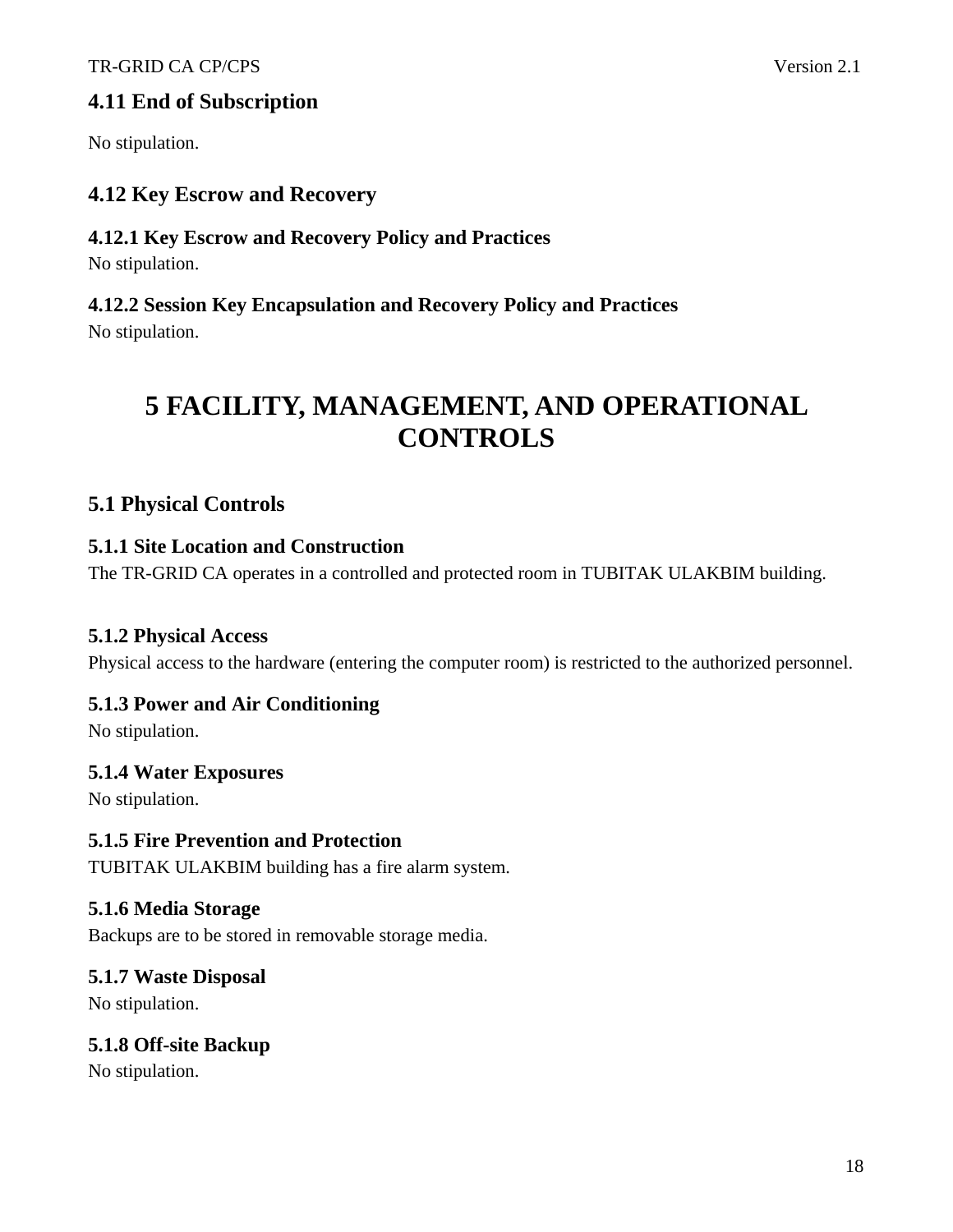### 4.11 End of Subscription

No stipulation.

### 4.12 Key Escrow and Recovery

#### 4.12.1 Key Escrow and Recovery Policy and Practices

No stipulation.

#### 4.12.2 Session Key Encapsulation and Recovery Policy and Practices

No stipulation.

# 5 FACILITY, MANAGEMENT, AND OPERATIONAL CONTROLS

### 5.1 Physical Controls

#### 5.1.1 Site Location and Construction

The TR-GRID CA operates in a controlled and protected room in TUBITAK ULAKBIM building.

#### 5.1.2 Physical Access

Physical access to the hardware (entering the computer room) is restricted to the authorized personnel.

#### 5.1.3 Power and Air Conditioning

No stipulation.

#### 5.1.4 Water Exposures

No stipulation.

#### 5.1.5 Fire Prevention and Protection

TUBITAK ULAKBIM building has a fire alarm system.

#### 5.1.6 Media Storage

Backups are to be stored in removable storage media.

#### 5.1.7 Waste Disposal

No stipulation.

#### 5.1.8 Off-site Backup

No stipulation.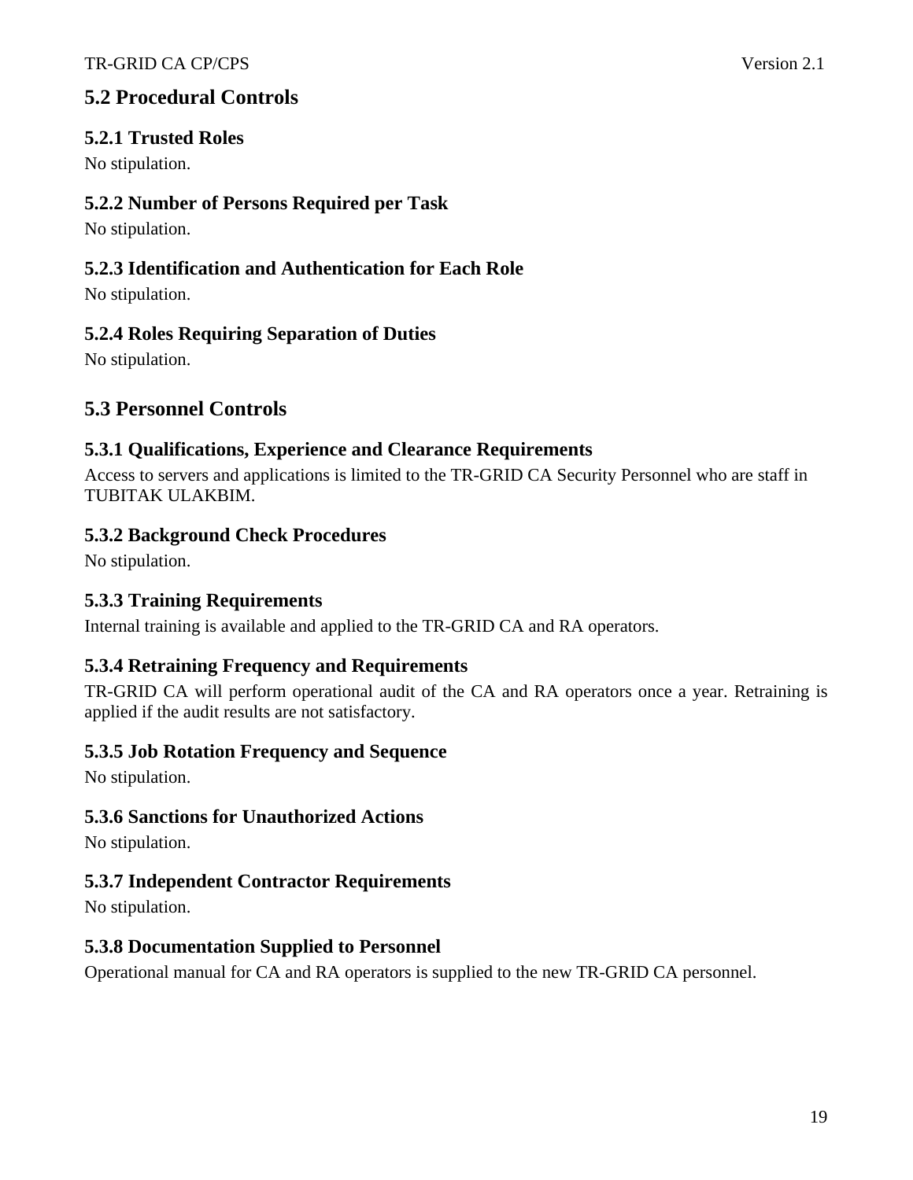## 5.2 Procedural Controls

### 5.2.1 Trusted Roles

No stipulation.

### 5.2.2 Number of Persons Required per Task

No stipulation.

### 5.2.3 Identification and Authentication for Each Role

No stipulation.

### 5.2.4 Roles Requiring Separation of Duties

No stipulation.

## 5.3 Personnel Controls

### 5.3.1 Qualifications, Experience and Clearance Requirements

Access to servers and applications is limited to the TR-GRID CA Security Personnel who are staff in TUBITAK ULAKBIM.

### 5.3.2 Background Check Procedures

No stipulation.

### 5.3.3 Training Requirements

Internal training is available and applied to the TR-GRID CA and RA operators.

### 5.3.4 Retraining Frequency and Requirements

TR-GRID CA will perform operational audit of the CA and RA operators once a year. Retraining is applied if the audit results are not satisfactory.

### 5.3.5 Job Rotation Frequency and Sequence

No stipulation.

### 5.3.6 Sanctions for Unauthorized Actions

No stipulation.

### 5.3.7 Independent Contractor Requirements

No stipulation.

### 5.3.8 Documentation Supplied to Personnel

Operational manual for CA and RA operators is supplied to the new TR-GRID CA personnel.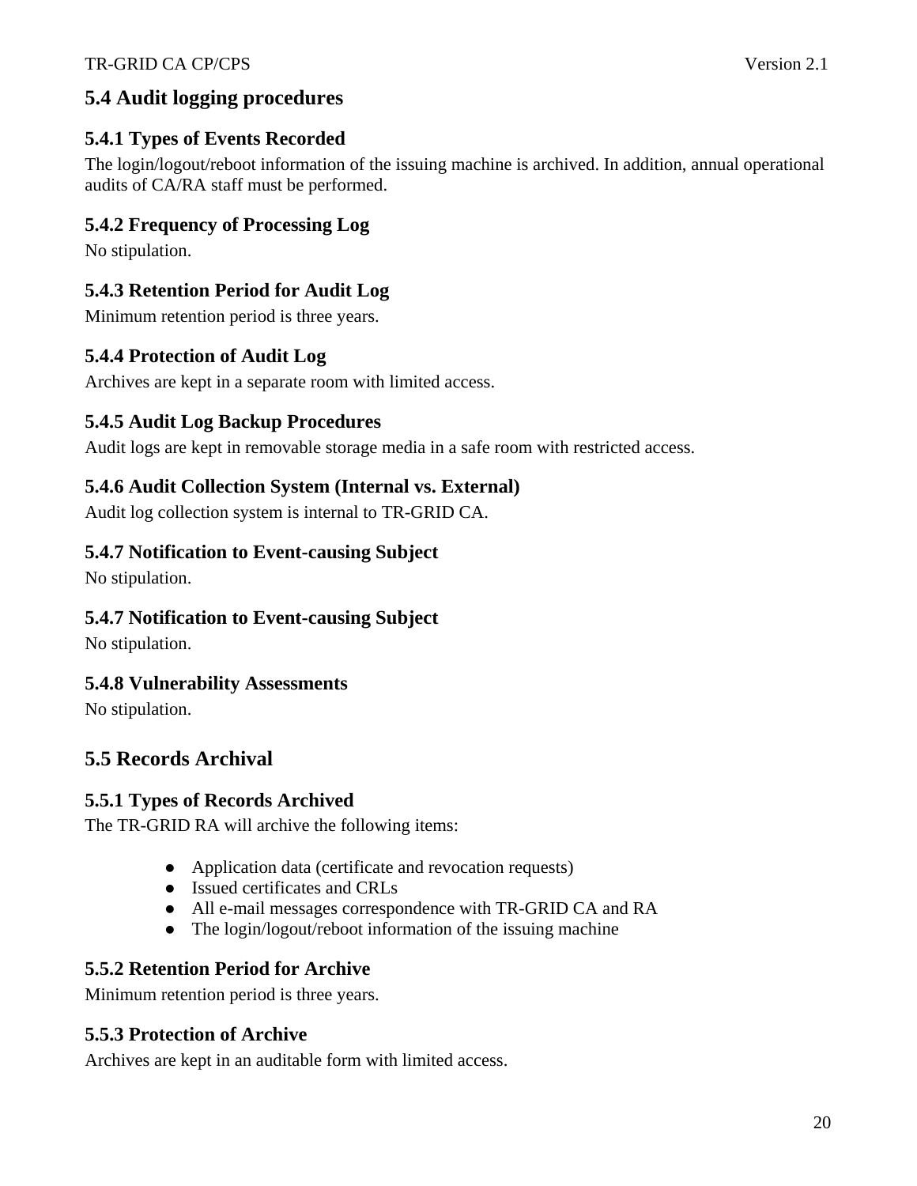## 5.4 Audit logging procedures

### 5.4.1 Types of Events Recorded

The login/logout/reboot information of the issuing machine is archived. In addition, annual operational audits of CA/RA staff must be performed.

### 5.4.2 Frequency of Processing Log

No stipulation.

### 5.4.3 Retention Period for Audit Log

Minimum retention period is three years.

### 5.4.4 Protection of Audit Log

Archives are kept in a separate room with limited access.

### 5.4.5 Audit Log Backup Procedures

Audit logs are kept in removable storage media in a safe room with restricted access.

### 5.4.6 Audit Collection System (Internal vs. External)

Audit log collection system is internal to TR-GRID CA.

### 5.4.7 Notification to Event-causing Subject

No stipulation.

### 5.4.7 Notification to Event-causing Subject

No stipulation.

### 5.4.8 Vulnerability Assessments

No stipulation.

## 5.5 Records Archival

### 5.5.1 Types of Records Archived

The TR-GRID RA will archive the following items:

- Application data (certificate and revocation requests)
- Issued certificates and CRLs
- All e-mail messages correspondence with TR-GRID CA and RA
- The login/logout/reboot information of the issuing machine

### 5.5.2 Retention Period for Archive

Minimum retention period is three years.

### 5.5.3 Protection of Archive

Archives are kept in an auditable form with limited access.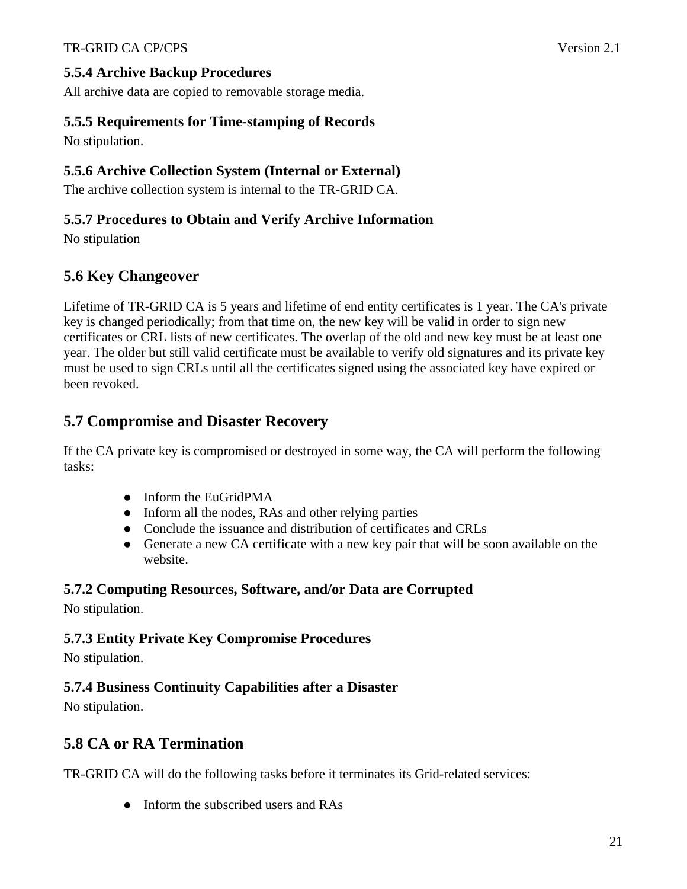### 5.5.4 Archive Backup Procedures

All archive data are copied to removable storage media.

### 5.5.5 Requirements for Time-stamping of Records

No stipulation.

### 5.5.6 Archive Collection System (Internal or External)

The archive collection system is internal to the TR-GRID CA.

### 5.5.7 Procedures to Obtain and Verify Archive Information

No stipulation

## 5.6 Key Changeover

Lifetime of TR-GRID CA is 5 years and lifetime of end entity certificates is 1 year. The CA's private key is changed periodically; from that time on, the new key will be valid in order to sign new certificates or CRL lists of new certificates. The overlap of the old and new key must be at least one year. The older but still valid certificate must be available to verify old signatures and its private key must be used to sign CRLs until all the certificates signed using the associated key have expired or been revoked.

## 5.7 Compromise and Disaster Recovery

If the CA private key is compromised or destroyed in some way, the CA will perform the following tasks:

- Inform the EuGridPMA
- Inform all the nodes, RAs and other relying parties
- Conclude the issuance and distribution of certificates and CRLs
- Generate a new CA certificate with a new key pair that will be soon available on the website.

### 5.7.2 Computing Resources, Software, and/or Data are Corrupted

No stipulation.

### 5.7.3 Entity Private Key Compromise Procedures

No stipulation.

### 5.7.4 Business Continuity Capabilities after a Disaster

No stipulation.

## 5.8 CA or RA Termination

TR-GRID CA will do the following tasks before it terminates its Grid-related services:

- Inform the subscribed users and RAs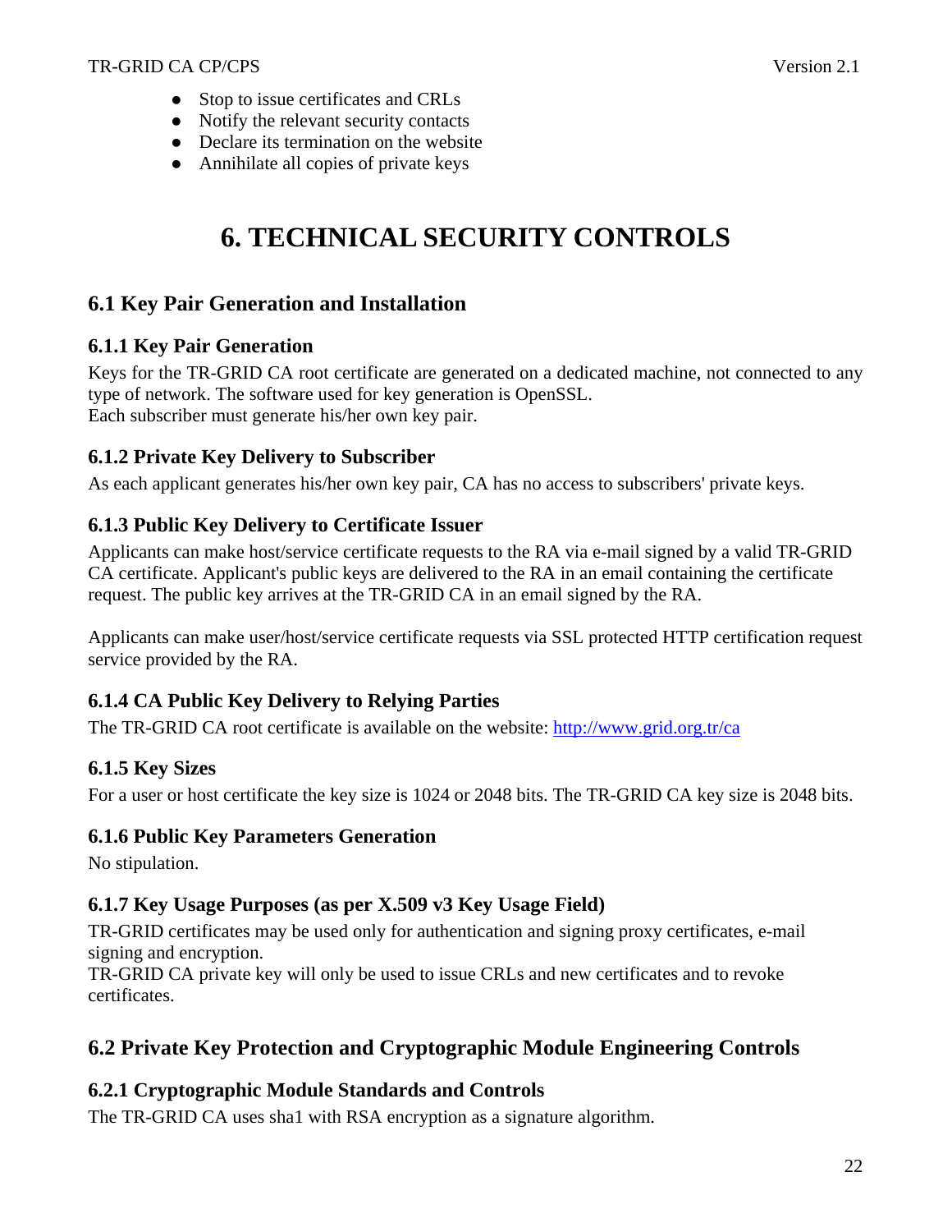- Stop to issue certificates and CRLs
- Notify the relevant security contacts
- Declare its termination on the website
- Annihilate all copies of private keys

# 6. TECHNICAL SECURITY CONTROLS

## 6.1 Key Pair Generation and Installation

### 6.1.1 Key Pair Generation

Keys for the TR-GRID CA root certificate are generated on a dedicated machine, not connected to any type of network. The software used for key generation is OpenSSL.
Each subscriber must generate his/her own key pair.

### 6.1.2 Private Key Delivery to Subscriber

As each applicant generates his/her own key pair, CA has no access to subscribers' private keys.

### 6.1.3 Public Key Delivery to Certificate Issuer

Applicants can make host/service certificate requests to the RA via e-mail signed by a valid TR-GRID CA certificate. Applicant's public keys are delivered to the RA in an email containing the certificate request. The public key arrives at the TR-GRID CA in an email signed by the RA.

Applicants can make user/host/service certificate requests via SSL protected HTTP certification request service provided by the RA.

### 6.1.4 CA Public Key Delivery to Relying Parties

The TR-GRID CA root certificate is available on the website: [http://www.grid.org.tr/ca](http://www.grid.org.tr/ca)

### 6.1.5 Key Sizes

For a user or host certificate the key size is 1024 or 2048 bits. The TR-GRID CA key size is 2048 bits.

### 6.1.6 Public Key Parameters Generation

No stipulation.

### 6.1.7 Key Usage Purposes (as per X.509 v3 Key Usage Field)

TR-GRID certificates may be used only for authentication and signing proxy certificates, e-mail signing and encryption.
TR-GRID CA private key will only be used to issue CRLs and new certificates and to revoke certificates.

## 6.2 Private Key Protection and Cryptographic Module Engineering Controls

### 6.2.1 Cryptographic Module Standards and Controls

The TR-GRID CA uses sha1 with RSA encryption as a signature algorithm.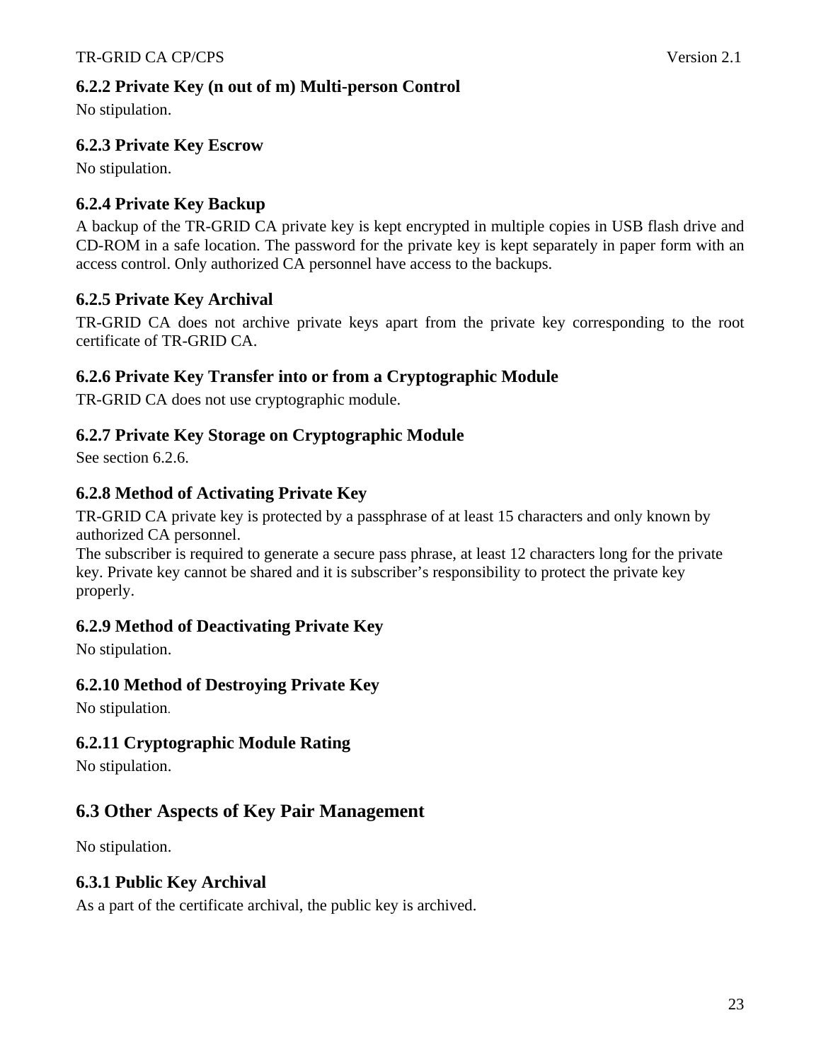### 6.2.2 Private Key (n out of m) Multi-person Control

No stipulation.

### 6.2.3 Private Key Escrow

No stipulation.

### 6.2.4 Private Key Backup

A backup of the TR-GRID CA private key is kept encrypted in multiple copies in USB flash drive and CD-ROM in a safe location. The password for the private key is kept separately in paper form with an access control. Only authorized CA personnel have access to the backups.

### 6.2.5 Private Key Archival

TR-GRID CA does not archive private keys apart from the private key corresponding to the root certificate of TR-GRID CA.

### 6.2.6 Private Key Transfer into or from a Cryptographic Module

TR-GRID CA does not use cryptographic module.

### 6.2.7 Private Key Storage on Cryptographic Module

See section 6.2.6.

### 6.2.8 Method of Activating Private Key

TR-GRID CA private key is protected by a passphrase of at least 15 characters and only known by authorized CA personnel.

The subscriber is required to generate a secure pass phrase, at least 12 characters long for the private key. Private key cannot be shared and it is subscriber's responsibility to protect the private key properly.

### 6.2.9 Method of Deactivating Private Key

No stipulation.

### 6.2.10 Method of Destroying Private Key

No stipulation.

### 6.2.11 Cryptographic Module Rating

No stipulation.

## 6.3 Other Aspects of Key Pair Management

No stipulation.

### 6.3.1 Public Key Archival

As a part of the certificate archival, the public key is archived.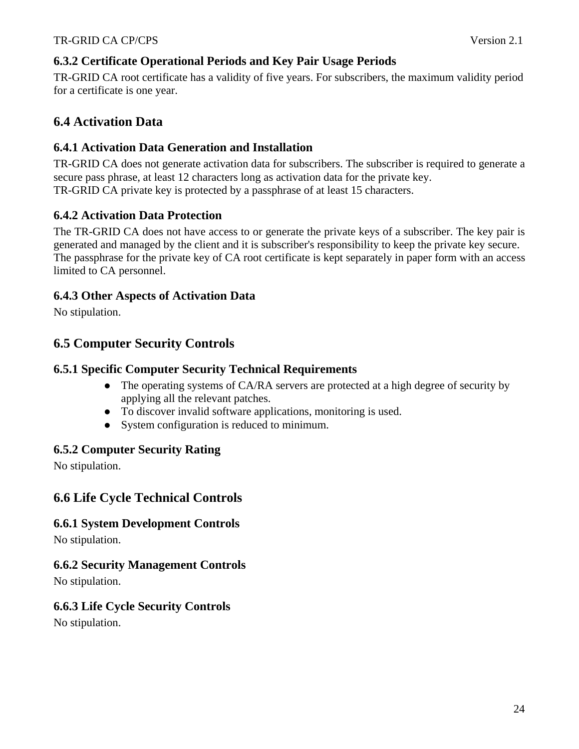### 6.3.2 Certificate Operational Periods and Key Pair Usage Periods

TR-GRID CA root certificate has a validity of five years. For subscribers, the maximum validity period for a certificate is one year.

## 6.4 Activation Data

### 6.4.1 Activation Data Generation and Installation

TR-GRID CA does not generate activation data for subscribers. The subscriber is required to generate a secure pass phrase, at least 12 characters long as activation data for the private key.
TR-GRID CA private key is protected by a passphrase of at least 15 characters.

### 6.4.2 Activation Data Protection

The TR-GRID CA does not have access to or generate the private keys of a subscriber. The key pair is generated and managed by the client and it is subscriber's responsibility to keep the private key secure. The passphrase for the private key of CA root certificate is kept separately in paper form with an access limited to CA personnel.

### 6.4.3 Other Aspects of Activation Data

No stipulation.

## 6.5 Computer Security Controls

### 6.5.1 Specific Computer Security Technical Requirements

- The operating systems of CA/RA servers are protected at a high degree of security by applying all the relevant patches.
- To discover invalid software applications, monitoring is used.
- System configuration is reduced to minimum.

### 6.5.2 Computer Security Rating

No stipulation.

## 6.6 Life Cycle Technical Controls

### 6.6.1 System Development Controls

No stipulation.

### 6.6.2 Security Management Controls

No stipulation.

### 6.6.3 Life Cycle Security Controls

No stipulation.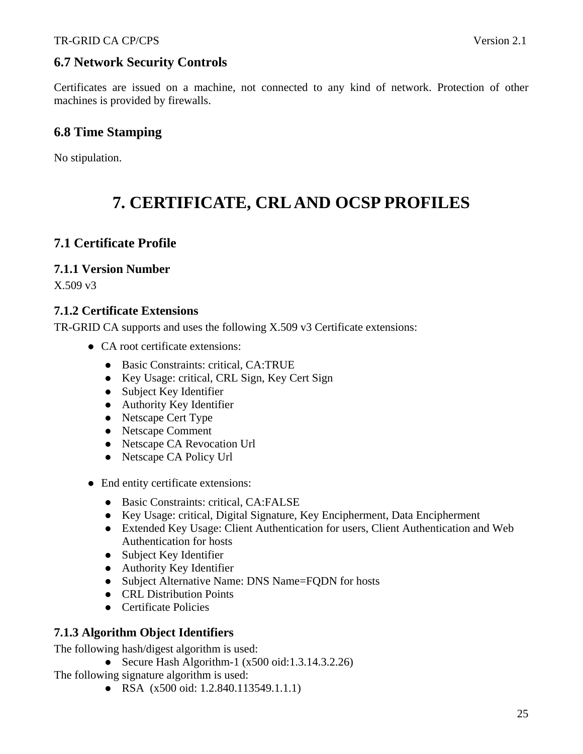## 6.7 Network Security Controls

Certificates are issued on a machine, not connected to any kind of network. Protection of other machines is provided by firewalls.

## 6.8 Time Stamping

No stipulation.

# 7. CERTIFICATE, CRL AND OCSP PROFILES

## 7.1 Certificate Profile

### 7.1.1 Version Number

X.509 v3

### 7.1.2 Certificate Extensions

TR-GRID CA supports and uses the following X.509 v3 Certificate extensions:

- CA root certificate extensions:
  - Basic Constraints: critical, CA:TRUE
  - Key Usage: critical, CRL Sign, Key Cert Sign
  - Subject Key Identifier
  - Authority Key Identifier
  - Netscape Cert Type
  - Netscape Comment
  - Netscape CA Revocation Url
  - Netscape CA Policy Url
- End entity certificate extensions:
  - Basic Constraints: critical, CA:FALSE
  - Key Usage: critical, Digital Signature, Key Encipherment, Data Encipherment
  - Extended Key Usage: Client Authentication for users, Client Authentication and Web Authentication for hosts
  - Subject Key Identifier
  - Authority Key Identifier
  - Subject Alternative Name: DNS Name=FQDN for hosts
  - CRL Distribution Points
  - Certificate Policies

### 7.1.3 Algorithm Object Identifiers

The following hash/digest algorithm is used:

- Secure Hash Algorithm-1 (x500 oid:1.3.14.3.2.26)

The following signature algorithm is used:

- RSA (x500 oid: 1.2.840.113549.1.1.1)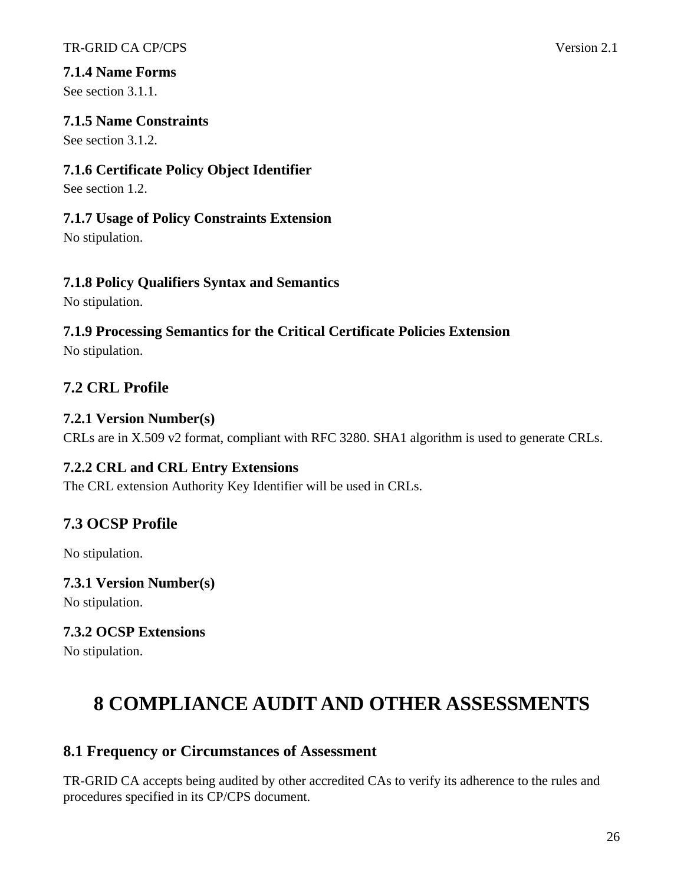### 7.1.4 Name Forms

See section 3.1.1.

### 7.1.5 Name Constraints

See section 3.1.2.

### 7.1.6 Certificate Policy Object Identifier

See section 1.2.

### 7.1.7 Usage of Policy Constraints Extension

No stipulation.

### 7.1.8 Policy Qualifiers Syntax and Semantics

No stipulation.

### 7.1.9 Processing Semantics for the Critical Certificate Policies Extension

No stipulation.

## 7.2 CRL Profile

### 7.2.1 Version Number(s)

CRLs are in X.509 v2 format, compliant with RFC 3280. SHA1 algorithm is used to generate CRLs.

### 7.2.2 CRL and CRL Entry Extensions

The CRL extension Authority Key Identifier will be used in CRLs.

## 7.3 OCSP Profile

No stipulation.

### 7.3.1 Version Number(s)

No stipulation.

### 7.3.2 OCSP Extensions

No stipulation.

# 8 COMPLIANCE AUDIT AND OTHER ASSESSMENTS

## 8.1 Frequency or Circumstances of Assessment

TR-GRID CA accepts being audited by other accredited CAs to verify its adherence to the rules and procedures specified in its CP/CPS document.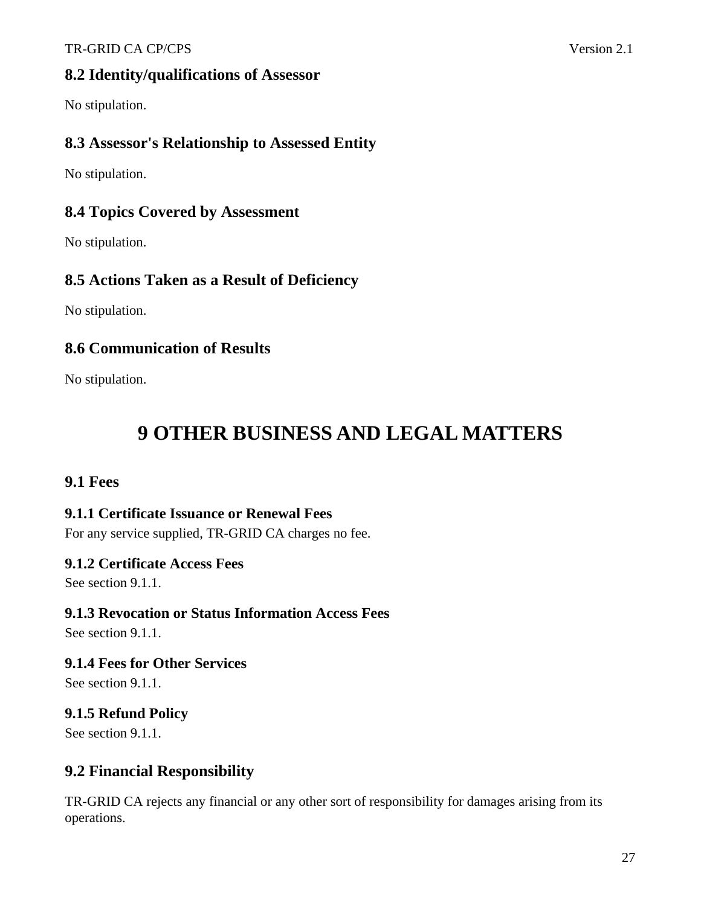## 8.2 Identity/qualifications of Assessor

No stipulation.

## 8.3 Assessor's Relationship to Assessed Entity

No stipulation.

## 8.4 Topics Covered by Assessment

No stipulation.

## 8.5 Actions Taken as a Result of Deficiency

No stipulation.

## 8.6 Communication of Results

No stipulation.

# 9 OTHER BUSINESS AND LEGAL MATTERS

## 9.1 Fees

### 9.1.1 Certificate Issuance or Renewal Fees

For any service supplied, TR-GRID CA charges no fee.

### 9.1.2 Certificate Access Fees

See section 9.1.1.

### 9.1.3 Revocation or Status Information Access Fees

See section 9.1.1.

### 9.1.4 Fees for Other Services

See section 9.1.1.

### 9.1.5 Refund Policy

See section 9.1.1.

## 9.2 Financial Responsibility

TR-GRID CA rejects any financial or any other sort of responsibility for damages arising from its operations.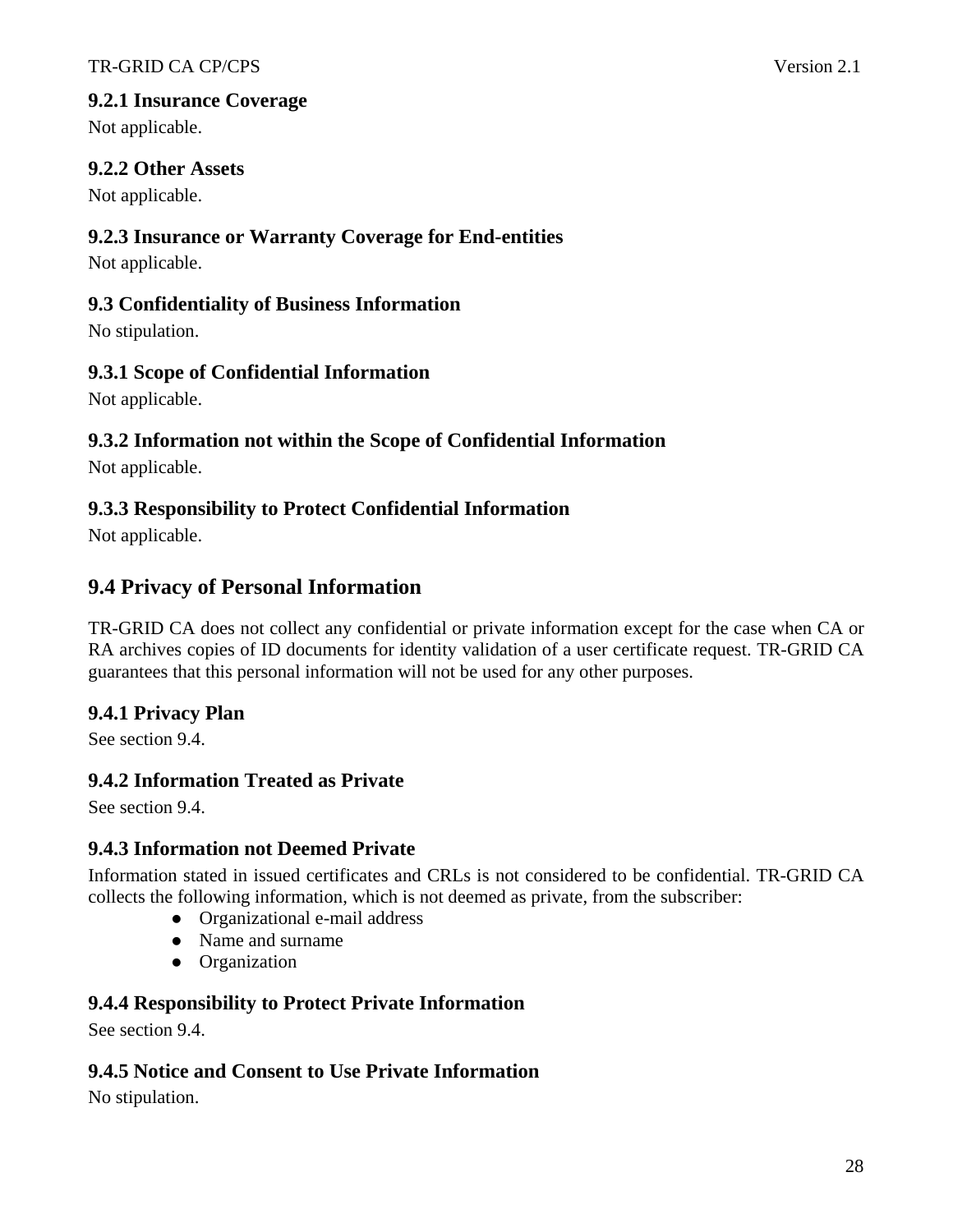### 9.2.1 Insurance Coverage

Not applicable.

### 9.2.2 Other Assets

Not applicable.

### 9.2.3 Insurance or Warranty Coverage for End-entities

Not applicable.

### 9.3 Confidentiality of Business Information

No stipulation.

### 9.3.1 Scope of Confidential Information

Not applicable.

### 9.3.2 Information not within the Scope of Confidential Information

Not applicable.

### 9.3.3 Responsibility to Protect Confidential Information

Not applicable.

## 9.4 Privacy of Personal Information

TR-GRID CA does not collect any confidential or private information except for the case when CA or RA archives copies of ID documents for identity validation of a user certificate request. TR-GRID CA guarantees that this personal information will not be used for any other purposes.

### 9.4.1 Privacy Plan

See section 9.4.

### 9.4.2 Information Treated as Private

See section 9.4.

### 9.4.3 Information not Deemed Private

Information stated in issued certificates and CRLs is not considered to be confidential. TR-GRID CA collects the following information, which is not deemed as private, from the subscriber:

- Organizational e-mail address
- Name and surname
- Organization

### 9.4.4 Responsibility to Protect Private Information

See section 9.4.

### 9.4.5 Notice and Consent to Use Private Information

No stipulation.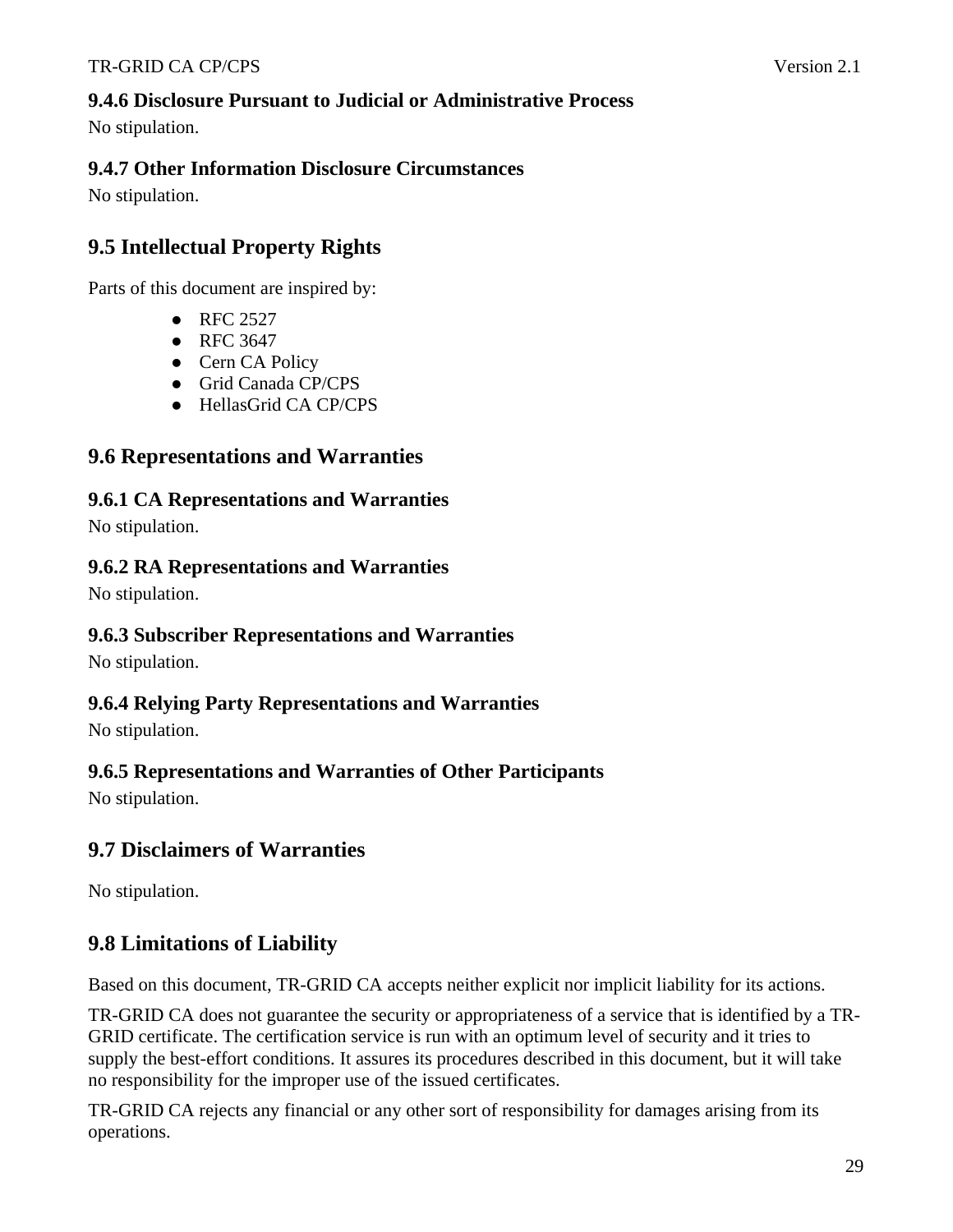### 9.4.6 Disclosure Pursuant to Judicial or Administrative Process

No stipulation.

### 9.4.7 Other Information Disclosure Circumstances

No stipulation.

## 9.5 Intellectual Property Rights

Parts of this document are inspired by:

- RFC 2527
- RFC 3647
- Cern CA Policy
- Grid Canada CP/CPS
- HellasGrid CA CP/CPS

## 9.6 Representations and Warranties

### 9.6.1 CA Representations and Warranties

No stipulation.

### 9.6.2 RA Representations and Warranties

No stipulation.

### 9.6.3 Subscriber Representations and Warranties

No stipulation.

### 9.6.4 Relying Party Representations and Warranties

No stipulation.

### 9.6.5 Representations and Warranties of Other Participants

No stipulation.

## 9.7 Disclaimers of Warranties

No stipulation.

## 9.8 Limitations of Liability

Based on this document, TR-GRID CA accepts neither explicit nor implicit liability for its actions.

TR-GRID CA does not guarantee the security or appropriateness of a service that is identified by a TR-GRID certificate. The certification service is run with an optimum level of security and it tries to supply the best-effort conditions. It assures its procedures described in this document, but it will take no responsibility for the improper use of the issued certificates.

TR-GRID CA rejects any financial or any other sort of responsibility for damages arising from its operations.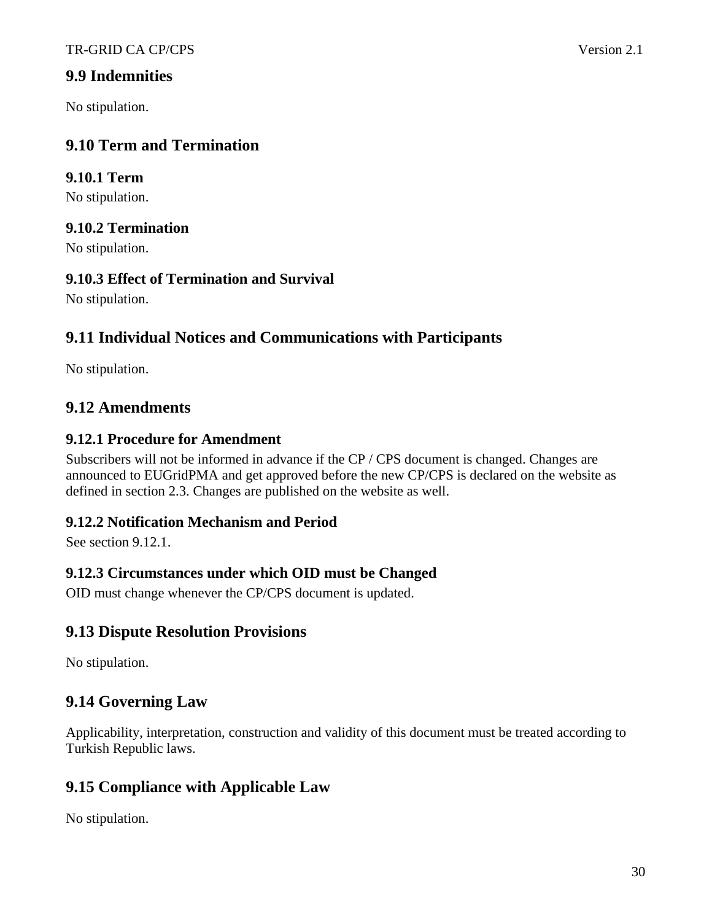## 9.9 Indemnities

No stipulation.

## 9.10 Term and Termination

### 9.10.1 Term

No stipulation.

### 9.10.2 Termination

No stipulation.

### 9.10.3 Effect of Termination and Survival

No stipulation.

## 9.11 Individual Notices and Communications with Participants

No stipulation.

## 9.12 Amendments

### 9.12.1 Procedure for Amendment

Subscribers will not be informed in advance if the CP / CPS document is changed. Changes are announced to EUGridPMA and get approved before the new CP/CPS is declared on the website as defined in section 2.3. Changes are published on the website as well.

### 9.12.2 Notification Mechanism and Period

See section 9.12.1.

### 9.12.3 Circumstances under which OID must be Changed

OID must change whenever the CP/CPS document is updated.

## 9.13 Dispute Resolution Provisions

No stipulation.

## 9.14 Governing Law

Applicability, interpretation, construction and validity of this document must be treated according to Turkish Republic laws.

## 9.15 Compliance with Applicable Law

No stipulation.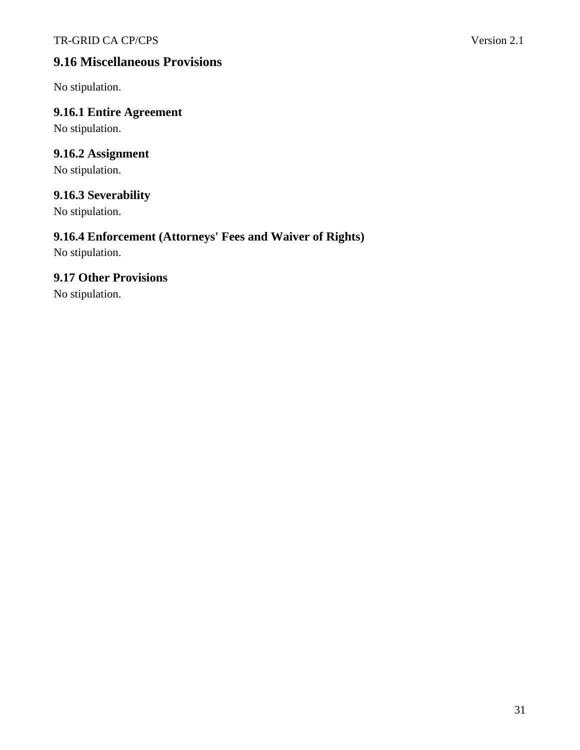## 9.16 Miscellaneous Provisions

No stipulation.

### 9.16.1 Entire Agreement

No stipulation.

### 9.16.2 Assignment

No stipulation.

### 9.16.3 Severability

No stipulation.

### 9.16.4 Enforcement (Attorneys' Fees and Waiver of Rights)

No stipulation.

## 9.17 Other Provisions

No stipulation.